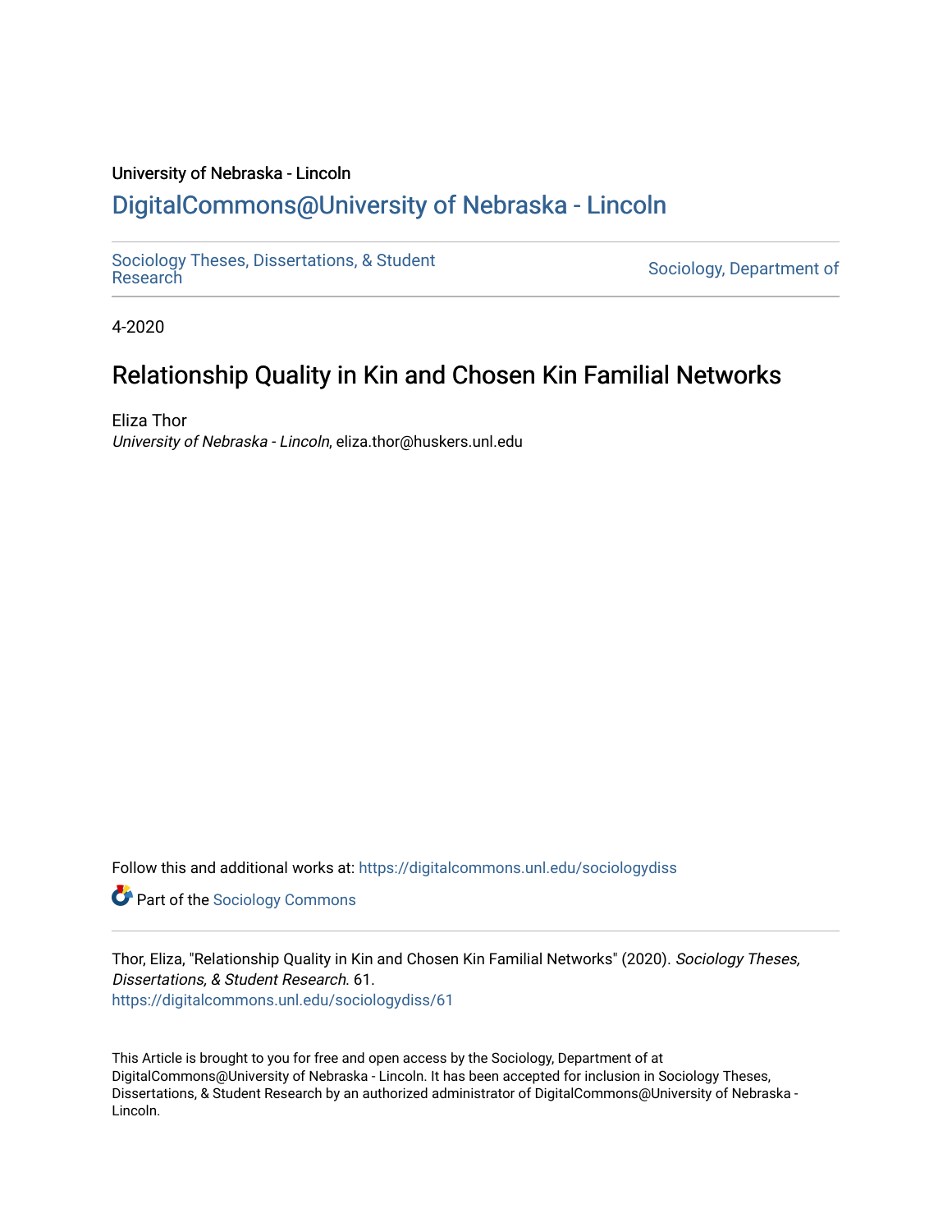University of Nebraska - Lincoln

# DigitalCommons@University of Nebraska - Lincoln

Sociology Theses, Dissertations, & Student Research | Sociology, Department of

4-2020

## Relationship Quality in Kin and Chosen Kin Familial Networks

Eliza Thor
*University of Nebraska - Lincoln*, eliza.thor@huskers.unl.edu

Follow this and additional works at: https://digitalcommons.unl.edu/sociologydiss

Part of the Sociology Commons

Thor, Eliza, "Relationship Quality in Kin and Chosen Kin Familial Networks" (2020). *Sociology Theses, Dissertations, & Student Research*. 61.
https://digitalcommons.unl.edu/sociologydiss/61

This Article is brought to you for free and open access by the Sociology, Department of at DigitalCommons@University of Nebraska - Lincoln. It has been accepted for inclusion in Sociology Theses, Dissertations, & Student Research by an authorized administrator of DigitalCommons@University of Nebraska - Lincoln.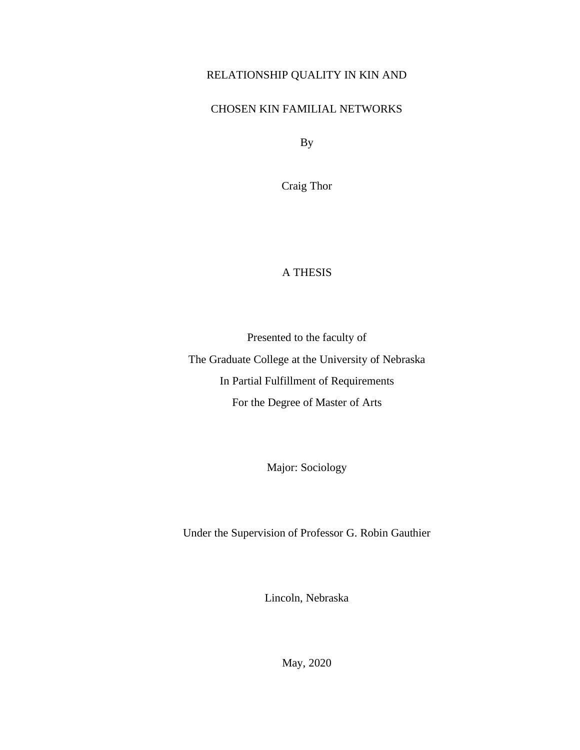# RELATIONSHIP QUALITY IN KIN AND CHOSEN KIN FAMILIAL NETWORKS

By

Craig Thor

A THESIS

Presented to the faculty of
The Graduate College at the University of Nebraska
In Partial Fulfillment of Requirements
For the Degree of Master of Arts

Major: Sociology

Under the Supervision of Professor G. Robin Gauthier

Lincoln, Nebraska

May, 2020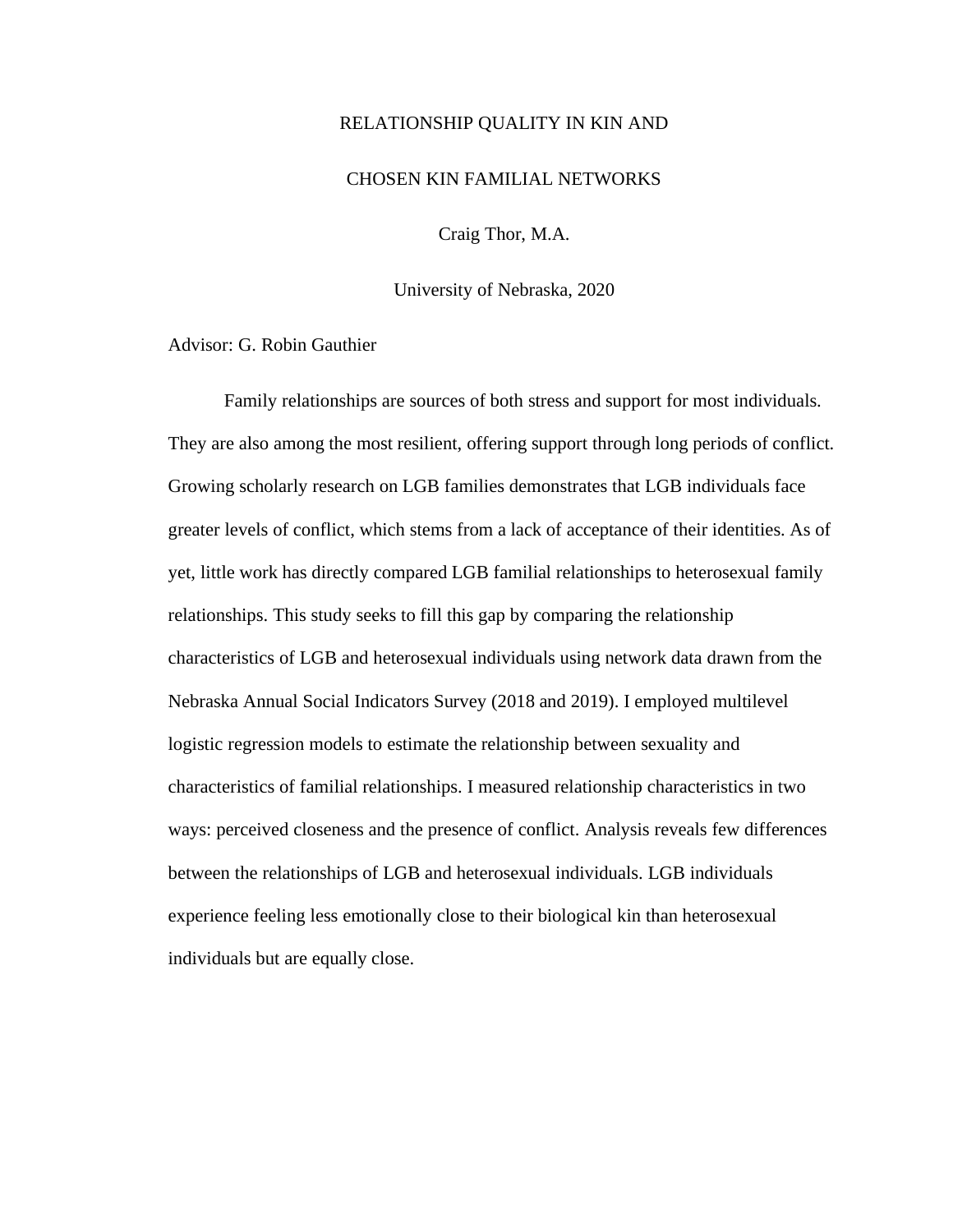RELATIONSHIP QUALITY IN KIN AND

CHOSEN KIN FAMILIAL NETWORKS

Craig Thor, M.A.

University of Nebraska, 2020

Advisor: G. Robin Gauthier

Family relationships are sources of both stress and support for most individuals. They are also among the most resilient, offering support through long periods of conflict. Growing scholarly research on LGB families demonstrates that LGB individuals face greater levels of conflict, which stems from a lack of acceptance of their identities. As of yet, little work has directly compared LGB familial relationships to heterosexual family relationships. This study seeks to fill this gap by comparing the relationship characteristics of LGB and heterosexual individuals using network data drawn from the Nebraska Annual Social Indicators Survey (2018 and 2019). I employed multilevel logistic regression models to estimate the relationship between sexuality and characteristics of familial relationships. I measured relationship characteristics in two ways: perceived closeness and the presence of conflict. Analysis reveals few differences between the relationships of LGB and heterosexual individuals. LGB individuals experience feeling less emotionally close to their biological kin than heterosexual individuals but are equally close.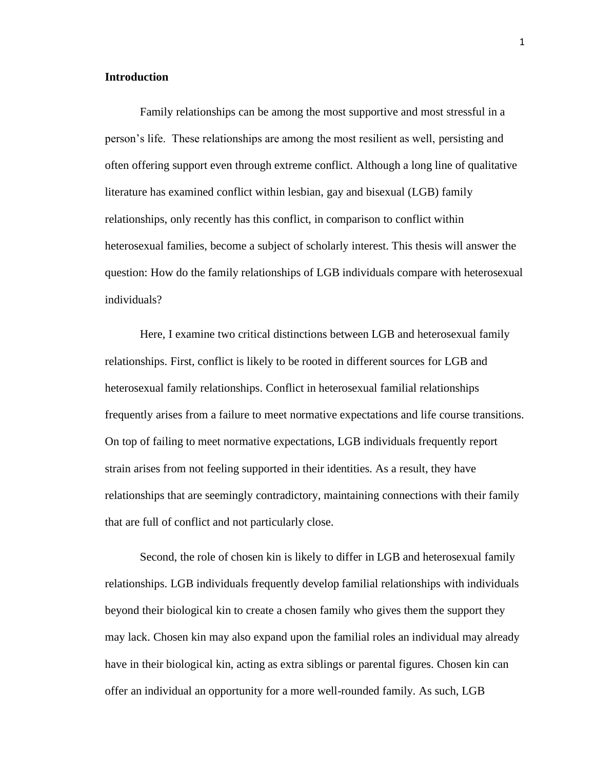**Introduction**

Family relationships can be among the most supportive and most stressful in a person's life. These relationships are among the most resilient as well, persisting and often offering support even through extreme conflict. Although a long line of qualitative literature has examined conflict within lesbian, gay and bisexual (LGB) family relationships, only recently has this conflict, in comparison to conflict within heterosexual families, become a subject of scholarly interest. This thesis will answer the question: How do the family relationships of LGB individuals compare with heterosexual individuals?

Here, I examine two critical distinctions between LGB and heterosexual family relationships. First, conflict is likely to be rooted in different sources for LGB and heterosexual family relationships. Conflict in heterosexual familial relationships frequently arises from a failure to meet normative expectations and life course transitions. On top of failing to meet normative expectations, LGB individuals frequently report strain arises from not feeling supported in their identities. As a result, they have relationships that are seemingly contradictory, maintaining connections with their family that are full of conflict and not particularly close.

Second, the role of chosen kin is likely to differ in LGB and heterosexual family relationships. LGB individuals frequently develop familial relationships with individuals beyond their biological kin to create a chosen family who gives them the support they may lack. Chosen kin may also expand upon the familial roles an individual may already have in their biological kin, acting as extra siblings or parental figures. Chosen kin can offer an individual an opportunity for a more well-rounded family. As such, LGB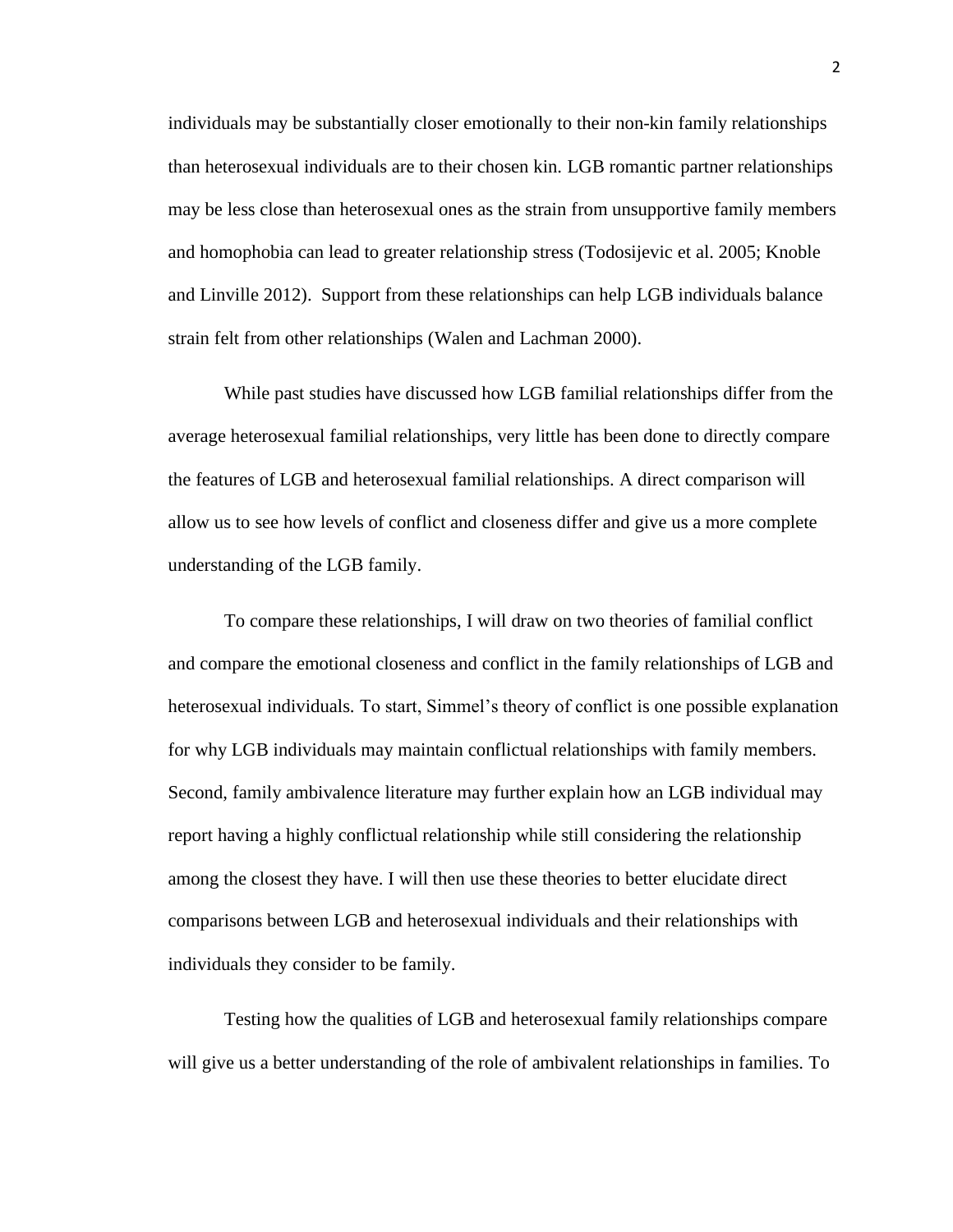individuals may be substantially closer emotionally to their non-kin family relationships than heterosexual individuals are to their chosen kin. LGB romantic partner relationships may be less close than heterosexual ones as the strain from unsupportive family members and homophobia can lead to greater relationship stress (Todosijevic et al. 2005; Knoble and Linville 2012). Support from these relationships can help LGB individuals balance strain felt from other relationships (Walen and Lachman 2000).

While past studies have discussed how LGB familial relationships differ from the average heterosexual familial relationships, very little has been done to directly compare the features of LGB and heterosexual familial relationships. A direct comparison will allow us to see how levels of conflict and closeness differ and give us a more complete understanding of the LGB family.

To compare these relationships, I will draw on two theories of familial conflict and compare the emotional closeness and conflict in the family relationships of LGB and heterosexual individuals. To start, Simmel's theory of conflict is one possible explanation for why LGB individuals may maintain conflictual relationships with family members. Second, family ambivalence literature may further explain how an LGB individual may report having a highly conflictual relationship while still considering the relationship among the closest they have. I will then use these theories to better elucidate direct comparisons between LGB and heterosexual individuals and their relationships with individuals they consider to be family.

Testing how the qualities of LGB and heterosexual family relationships compare will give us a better understanding of the role of ambivalent relationships in families. To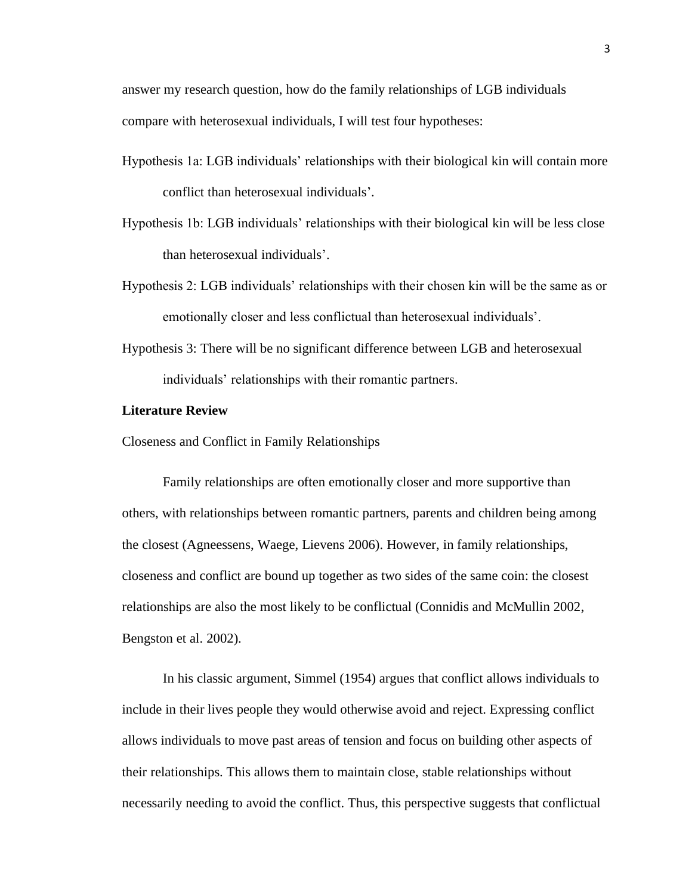answer my research question, how do the family relationships of LGB individuals compare with heterosexual individuals, I will test four hypotheses:

Hypothesis 1a: LGB individuals' relationships with their biological kin will contain more conflict than heterosexual individuals'.

Hypothesis 1b: LGB individuals' relationships with their biological kin will be less close than heterosexual individuals'.

Hypothesis 2: LGB individuals' relationships with their chosen kin will be the same as or emotionally closer and less conflictual than heterosexual individuals'.

Hypothesis 3: There will be no significant difference between LGB and heterosexual individuals' relationships with their romantic partners.

**Literature Review**

Closeness and Conflict in Family Relationships

Family relationships are often emotionally closer and more supportive than others, with relationships between romantic partners, parents and children being among the closest (Agneessens, Waege, Lievens 2006). However, in family relationships, closeness and conflict are bound up together as two sides of the same coin: the closest relationships are also the most likely to be conflictual (Connidis and McMullin 2002, Bengston et al. 2002).

In his classic argument, Simmel (1954) argues that conflict allows individuals to include in their lives people they would otherwise avoid and reject. Expressing conflict allows individuals to move past areas of tension and focus on building other aspects of their relationships. This allows them to maintain close, stable relationships without necessarily needing to avoid the conflict. Thus, this perspective suggests that conflictual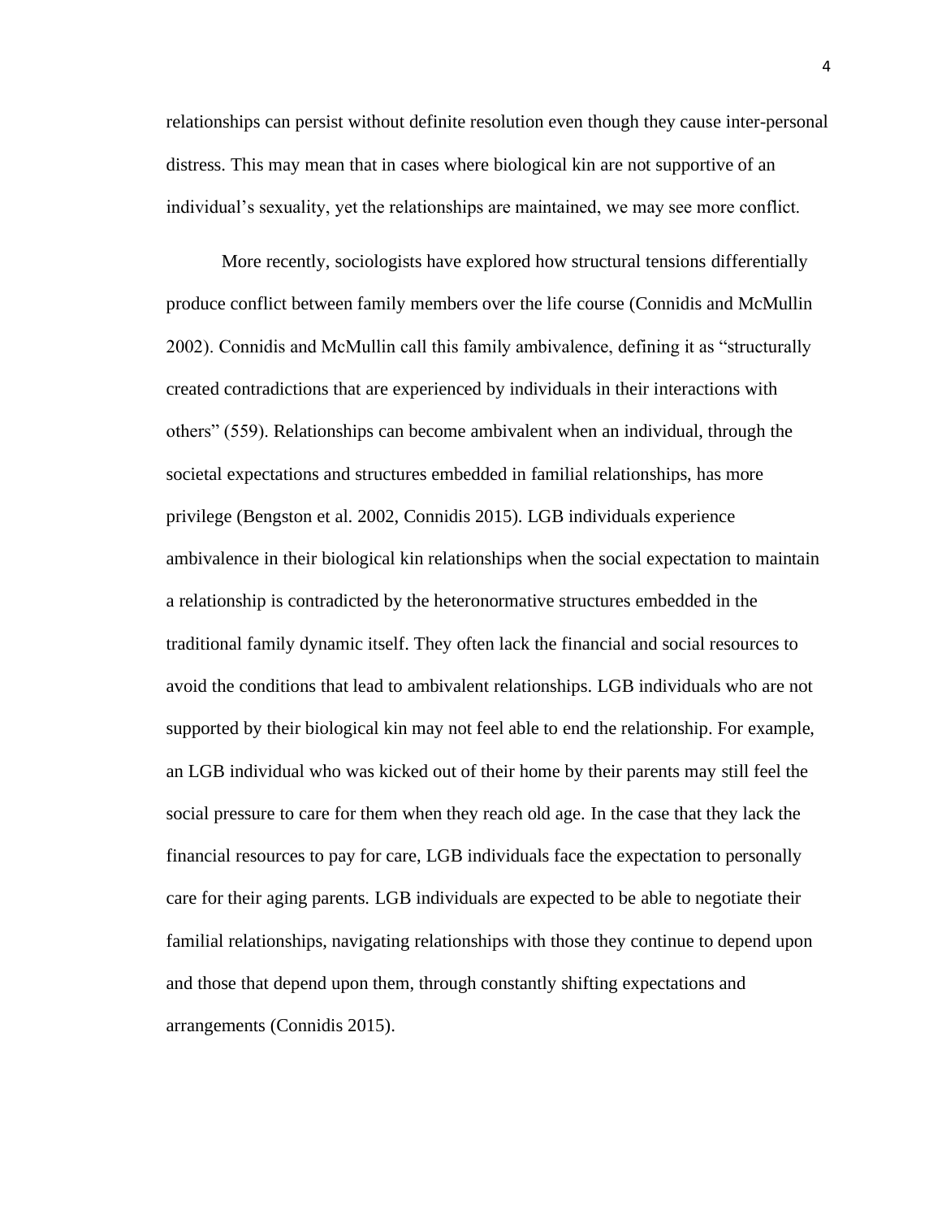relationships can persist without definite resolution even though they cause inter-personal distress. This may mean that in cases where biological kin are not supportive of an individual's sexuality, yet the relationships are maintained, we may see more conflict.

More recently, sociologists have explored how structural tensions differentially produce conflict between family members over the life course (Connidis and McMullin 2002). Connidis and McMullin call this family ambivalence, defining it as "structurally created contradictions that are experienced by individuals in their interactions with others" (559). Relationships can become ambivalent when an individual, through the societal expectations and structures embedded in familial relationships, has more privilege (Bengston et al. 2002, Connidis 2015). LGB individuals experience ambivalence in their biological kin relationships when the social expectation to maintain a relationship is contradicted by the heteronormative structures embedded in the traditional family dynamic itself. They often lack the financial and social resources to avoid the conditions that lead to ambivalent relationships. LGB individuals who are not supported by their biological kin may not feel able to end the relationship. For example, an LGB individual who was kicked out of their home by their parents may still feel the social pressure to care for them when they reach old age. In the case that they lack the financial resources to pay for care, LGB individuals face the expectation to personally care for their aging parents. LGB individuals are expected to be able to negotiate their familial relationships, navigating relationships with those they continue to depend upon and those that depend upon them, through constantly shifting expectations and arrangements (Connidis 2015).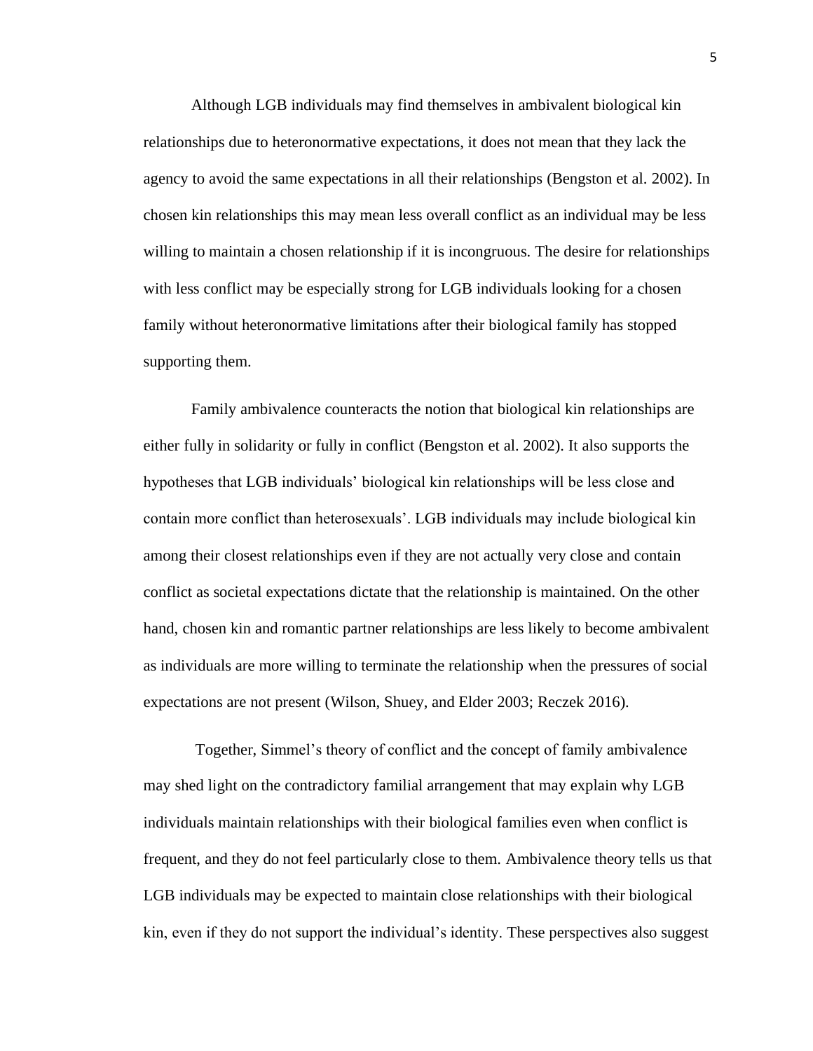Although LGB individuals may find themselves in ambivalent biological kin relationships due to heteronormative expectations, it does not mean that they lack the agency to avoid the same expectations in all their relationships (Bengston et al. 2002). In chosen kin relationships this may mean less overall conflict as an individual may be less willing to maintain a chosen relationship if it is incongruous. The desire for relationships with less conflict may be especially strong for LGB individuals looking for a chosen family without heteronormative limitations after their biological family has stopped supporting them.

Family ambivalence counteracts the notion that biological kin relationships are either fully in solidarity or fully in conflict (Bengston et al. 2002). It also supports the hypotheses that LGB individuals' biological kin relationships will be less close and contain more conflict than heterosexuals'. LGB individuals may include biological kin among their closest relationships even if they are not actually very close and contain conflict as societal expectations dictate that the relationship is maintained. On the other hand, chosen kin and romantic partner relationships are less likely to become ambivalent as individuals are more willing to terminate the relationship when the pressures of social expectations are not present (Wilson, Shuey, and Elder 2003; Reczek 2016).

Together, Simmel's theory of conflict and the concept of family ambivalence may shed light on the contradictory familial arrangement that may explain why LGB individuals maintain relationships with their biological families even when conflict is frequent, and they do not feel particularly close to them. Ambivalence theory tells us that LGB individuals may be expected to maintain close relationships with their biological kin, even if they do not support the individual's identity. These perspectives also suggest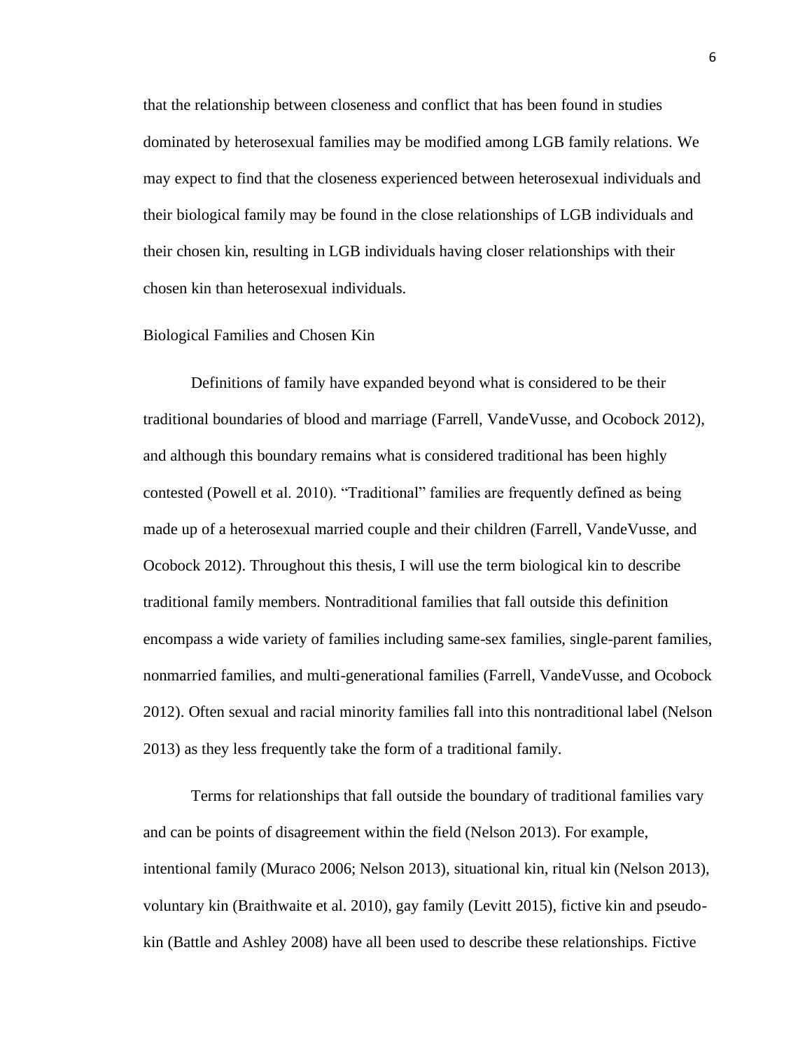that the relationship between closeness and conflict that has been found in studies dominated by heterosexual families may be modified among LGB family relations. We may expect to find that the closeness experienced between heterosexual individuals and their biological family may be found in the close relationships of LGB individuals and their chosen kin, resulting in LGB individuals having closer relationships with their chosen kin than heterosexual individuals.

## Biological Families and Chosen Kin

Definitions of family have expanded beyond what is considered to be their traditional boundaries of blood and marriage (Farrell, VandeVusse, and Ocobock 2012), and although this boundary remains what is considered traditional has been highly contested (Powell et al. 2010). "Traditional" families are frequently defined as being made up of a heterosexual married couple and their children (Farrell, VandeVusse, and Ocobock 2012). Throughout this thesis, I will use the term biological kin to describe traditional family members. Nontraditional families that fall outside this definition encompass a wide variety of families including same-sex families, single-parent families, nonmarried families, and multi-generational families (Farrell, VandeVusse, and Ocobock 2012). Often sexual and racial minority families fall into this nontraditional label (Nelson 2013) as they less frequently take the form of a traditional family.

Terms for relationships that fall outside the boundary of traditional families vary and can be points of disagreement within the field (Nelson 2013). For example, intentional family (Muraco 2006; Nelson 2013), situational kin, ritual kin (Nelson 2013), voluntary kin (Braithwaite et al. 2010), gay family (Levitt 2015), fictive kin and pseudo-kin (Battle and Ashley 2008) have all been used to describe these relationships. Fictive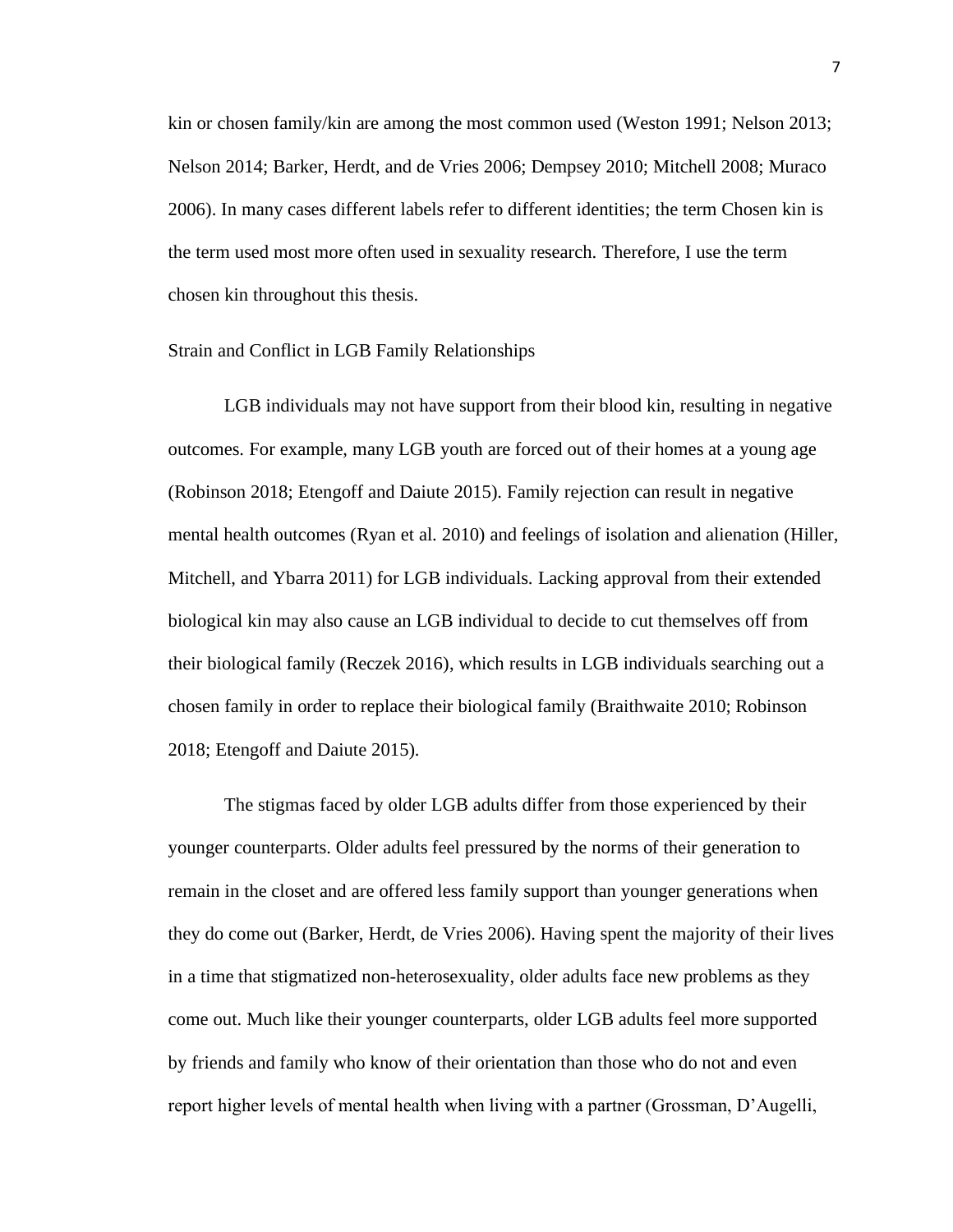kin or chosen family/kin are among the most common used (Weston 1991; Nelson 2013; Nelson 2014; Barker, Herdt, and de Vries 2006; Dempsey 2010; Mitchell 2008; Muraco 2006). In many cases different labels refer to different identities; the term Chosen kin is the term used most more often used in sexuality research. Therefore, I use the term chosen kin throughout this thesis.

## Strain and Conflict in LGB Family Relationships

LGB individuals may not have support from their blood kin, resulting in negative outcomes. For example, many LGB youth are forced out of their homes at a young age (Robinson 2018; Etengoff and Daiute 2015). Family rejection can result in negative mental health outcomes (Ryan et al. 2010) and feelings of isolation and alienation (Hiller, Mitchell, and Ybarra 2011) for LGB individuals. Lacking approval from their extended biological kin may also cause an LGB individual to decide to cut themselves off from their biological family (Reczek 2016), which results in LGB individuals searching out a chosen family in order to replace their biological family (Braithwaite 2010; Robinson 2018; Etengoff and Daiute 2015).

The stigmas faced by older LGB adults differ from those experienced by their younger counterparts. Older adults feel pressured by the norms of their generation to remain in the closet and are offered less family support than younger generations when they do come out (Barker, Herdt, de Vries 2006). Having spent the majority of their lives in a time that stigmatized non-heterosexuality, older adults face new problems as they come out. Much like their younger counterparts, older LGB adults feel more supported by friends and family who know of their orientation than those who do not and even report higher levels of mental health when living with a partner (Grossman, D'Augelli,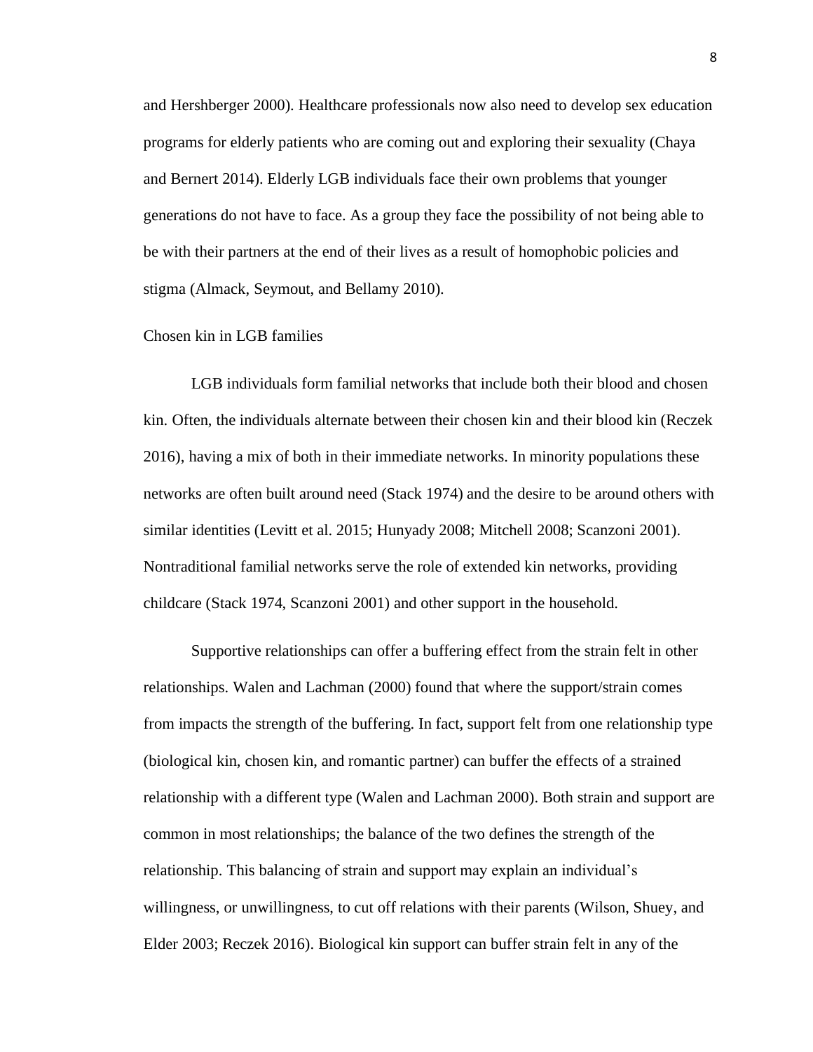and Hershberger 2000). Healthcare professionals now also need to develop sex education programs for elderly patients who are coming out and exploring their sexuality (Chaya and Bernert 2014). Elderly LGB individuals face their own problems that younger generations do not have to face. As a group they face the possibility of not being able to be with their partners at the end of their lives as a result of homophobic policies and stigma (Almack, Seymout, and Bellamy 2010).

## Chosen kin in LGB families

LGB individuals form familial networks that include both their blood and chosen kin. Often, the individuals alternate between their chosen kin and their blood kin (Reczek 2016), having a mix of both in their immediate networks. In minority populations these networks are often built around need (Stack 1974) and the desire to be around others with similar identities (Levitt et al. 2015; Hunyady 2008; Mitchell 2008; Scanzoni 2001). Nontraditional familial networks serve the role of extended kin networks, providing childcare (Stack 1974, Scanzoni 2001) and other support in the household.

Supportive relationships can offer a buffering effect from the strain felt in other relationships. Walen and Lachman (2000) found that where the support/strain comes from impacts the strength of the buffering. In fact, support felt from one relationship type (biological kin, chosen kin, and romantic partner) can buffer the effects of a strained relationship with a different type (Walen and Lachman 2000). Both strain and support are common in most relationships; the balance of the two defines the strength of the relationship. This balancing of strain and support may explain an individual's willingness, or unwillingness, to cut off relations with their parents (Wilson, Shuey, and Elder 2003; Reczek 2016). Biological kin support can buffer strain felt in any of the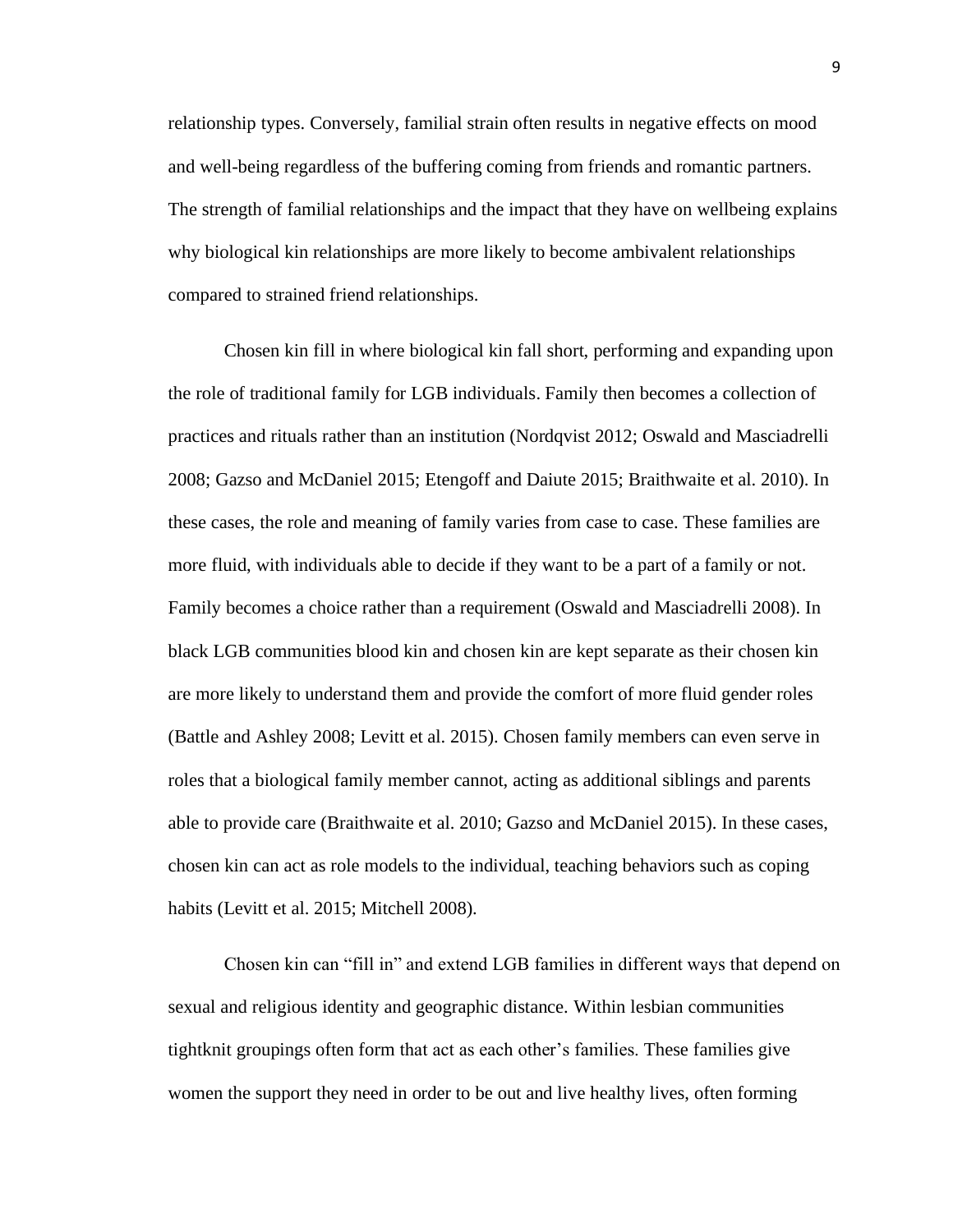relationship types. Conversely, familial strain often results in negative effects on mood and well-being regardless of the buffering coming from friends and romantic partners. The strength of familial relationships and the impact that they have on wellbeing explains why biological kin relationships are more likely to become ambivalent relationships compared to strained friend relationships.

Chosen kin fill in where biological kin fall short, performing and expanding upon the role of traditional family for LGB individuals. Family then becomes a collection of practices and rituals rather than an institution (Nordqvist 2012; Oswald and Masciadrelli 2008; Gazso and McDaniel 2015; Etengoff and Daiute 2015; Braithwaite et al. 2010). In these cases, the role and meaning of family varies from case to case. These families are more fluid, with individuals able to decide if they want to be a part of a family or not. Family becomes a choice rather than a requirement (Oswald and Masciadrelli 2008). In black LGB communities blood kin and chosen kin are kept separate as their chosen kin are more likely to understand them and provide the comfort of more fluid gender roles (Battle and Ashley 2008; Levitt et al. 2015). Chosen family members can even serve in roles that a biological family member cannot, acting as additional siblings and parents able to provide care (Braithwaite et al. 2010; Gazso and McDaniel 2015). In these cases, chosen kin can act as role models to the individual, teaching behaviors such as coping habits (Levitt et al. 2015; Mitchell 2008).

Chosen kin can "fill in" and extend LGB families in different ways that depend on sexual and religious identity and geographic distance. Within lesbian communities tightknit groupings often form that act as each other's families. These families give women the support they need in order to be out and live healthy lives, often forming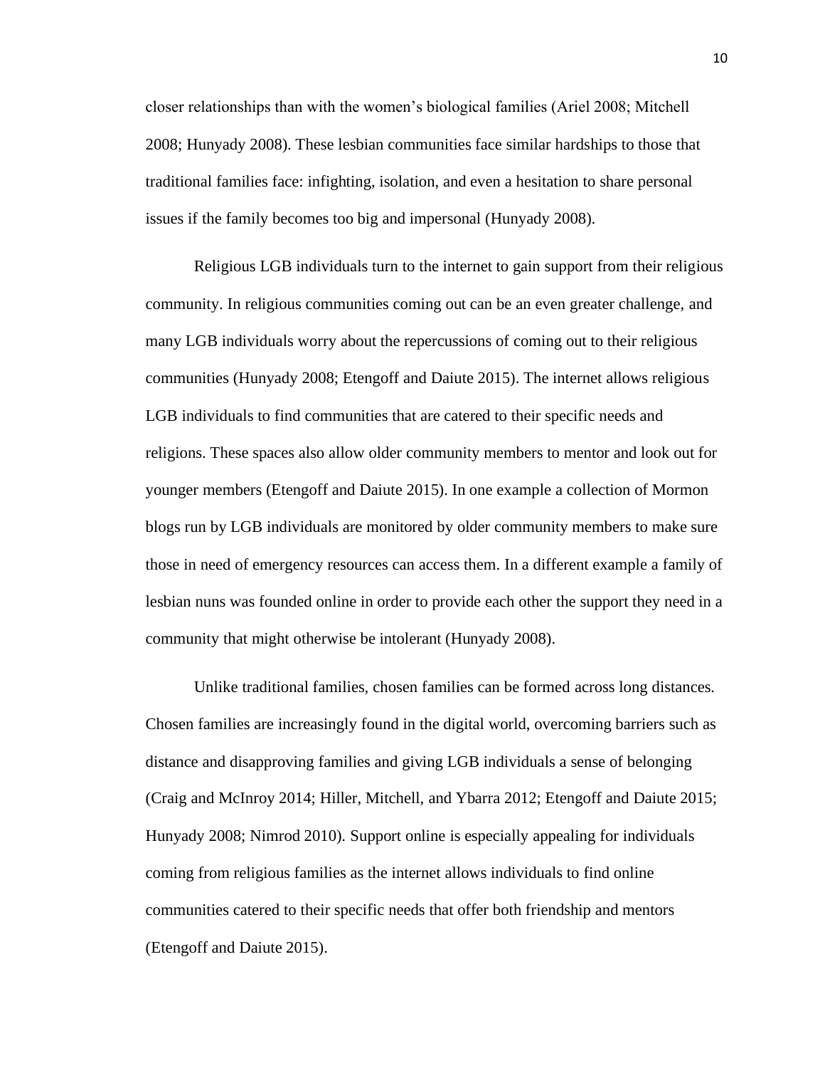closer relationships than with the women's biological families (Ariel 2008; Mitchell 2008; Hunyady 2008). These lesbian communities face similar hardships to those that traditional families face: infighting, isolation, and even a hesitation to share personal issues if the family becomes too big and impersonal (Hunyady 2008).

Religious LGB individuals turn to the internet to gain support from their religious community. In religious communities coming out can be an even greater challenge, and many LGB individuals worry about the repercussions of coming out to their religious communities (Hunyady 2008; Etengoff and Daiute 2015). The internet allows religious LGB individuals to find communities that are catered to their specific needs and religions. These spaces also allow older community members to mentor and look out for younger members (Etengoff and Daiute 2015). In one example a collection of Mormon blogs run by LGB individuals are monitored by older community members to make sure those in need of emergency resources can access them. In a different example a family of lesbian nuns was founded online in order to provide each other the support they need in a community that might otherwise be intolerant (Hunyady 2008).

Unlike traditional families, chosen families can be formed across long distances. Chosen families are increasingly found in the digital world, overcoming barriers such as distance and disapproving families and giving LGB individuals a sense of belonging (Craig and McInroy 2014; Hiller, Mitchell, and Ybarra 2012; Etengoff and Daiute 2015; Hunyady 2008; Nimrod 2010). Support online is especially appealing for individuals coming from religious families as the internet allows individuals to find online communities catered to their specific needs that offer both friendship and mentors (Etengoff and Daiute 2015).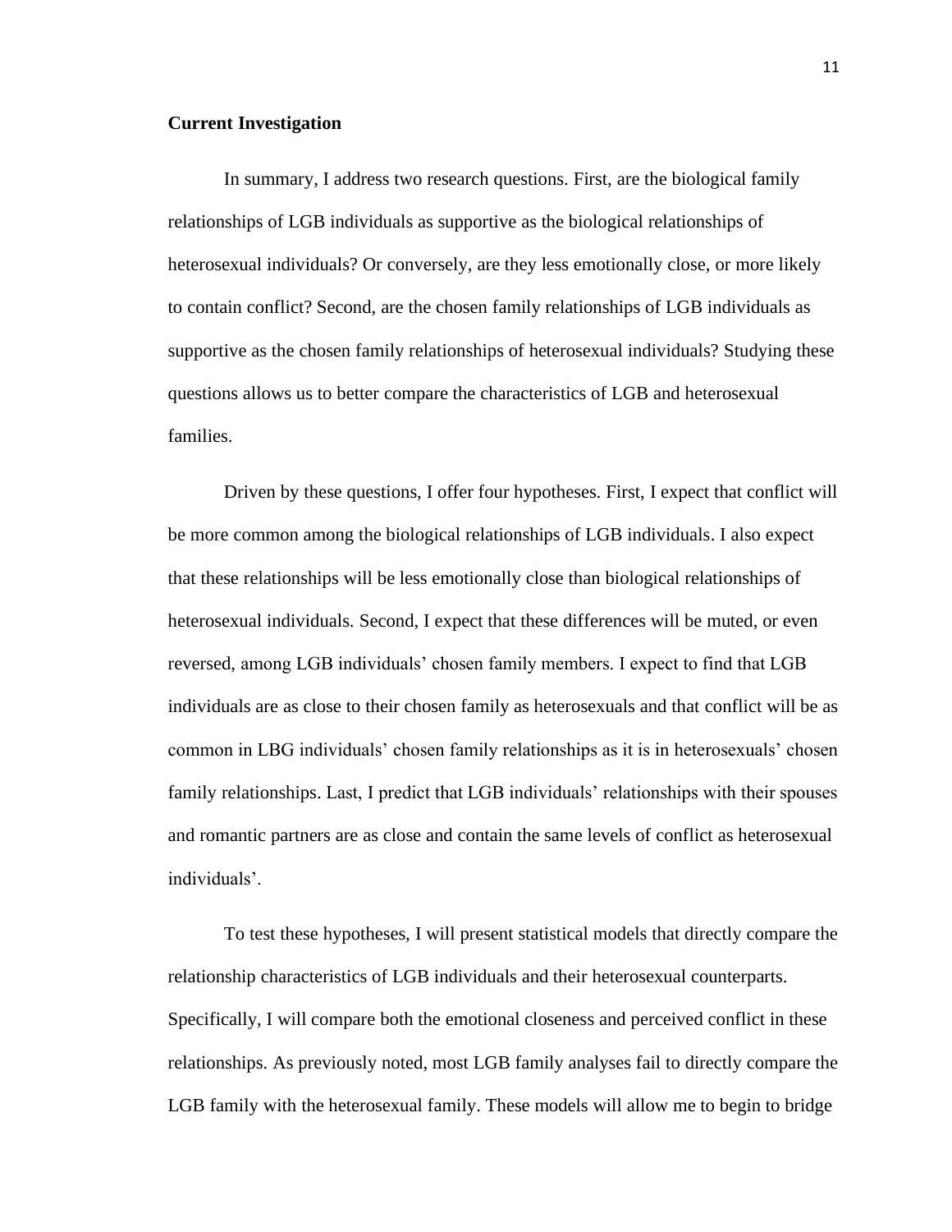**Current Investigation**

In summary, I address two research questions. First, are the biological family relationships of LGB individuals as supportive as the biological relationships of heterosexual individuals? Or conversely, are they less emotionally close, or more likely to contain conflict? Second, are the chosen family relationships of LGB individuals as supportive as the chosen family relationships of heterosexual individuals? Studying these questions allows us to better compare the characteristics of LGB and heterosexual families.

Driven by these questions, I offer four hypotheses. First, I expect that conflict will be more common among the biological relationships of LGB individuals. I also expect that these relationships will be less emotionally close than biological relationships of heterosexual individuals. Second, I expect that these differences will be muted, or even reversed, among LGB individuals' chosen family members. I expect to find that LGB individuals are as close to their chosen family as heterosexuals and that conflict will be as common in LBG individuals' chosen family relationships as it is in heterosexuals' chosen family relationships. Last, I predict that LGB individuals' relationships with their spouses and romantic partners are as close and contain the same levels of conflict as heterosexual individuals'.

To test these hypotheses, I will present statistical models that directly compare the relationship characteristics of LGB individuals and their heterosexual counterparts. Specifically, I will compare both the emotional closeness and perceived conflict in these relationships. As previously noted, most LGB family analyses fail to directly compare the LGB family with the heterosexual family. These models will allow me to begin to bridge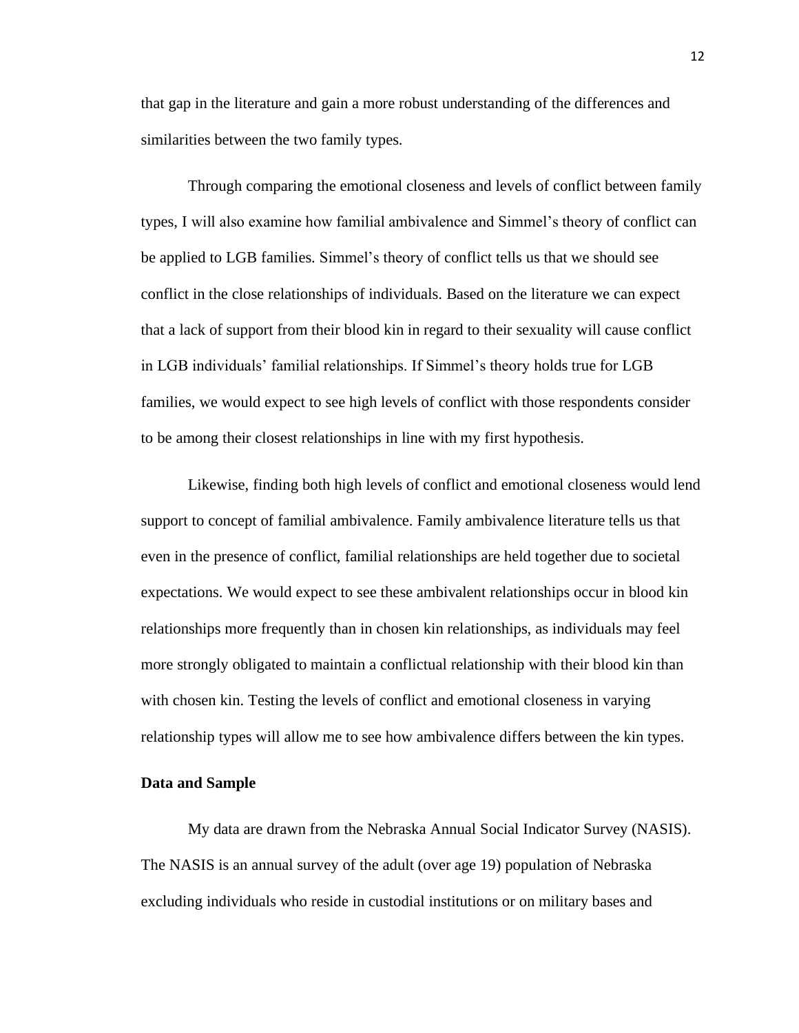that gap in the literature and gain a more robust understanding of the differences and similarities between the two family types.

Through comparing the emotional closeness and levels of conflict between family types, I will also examine how familial ambivalence and Simmel's theory of conflict can be applied to LGB families. Simmel's theory of conflict tells us that we should see conflict in the close relationships of individuals. Based on the literature we can expect that a lack of support from their blood kin in regard to their sexuality will cause conflict in LGB individuals' familial relationships. If Simmel's theory holds true for LGB families, we would expect to see high levels of conflict with those respondents consider to be among their closest relationships in line with my first hypothesis.

Likewise, finding both high levels of conflict and emotional closeness would lend support to concept of familial ambivalence. Family ambivalence literature tells us that even in the presence of conflict, familial relationships are held together due to societal expectations. We would expect to see these ambivalent relationships occur in blood kin relationships more frequently than in chosen kin relationships, as individuals may feel more strongly obligated to maintain a conflictual relationship with their blood kin than with chosen kin. Testing the levels of conflict and emotional closeness in varying relationship types will allow me to see how ambivalence differs between the kin types.

**Data and Sample**

My data are drawn from the Nebraska Annual Social Indicator Survey (NASIS). The NASIS is an annual survey of the adult (over age 19) population of Nebraska excluding individuals who reside in custodial institutions or on military bases and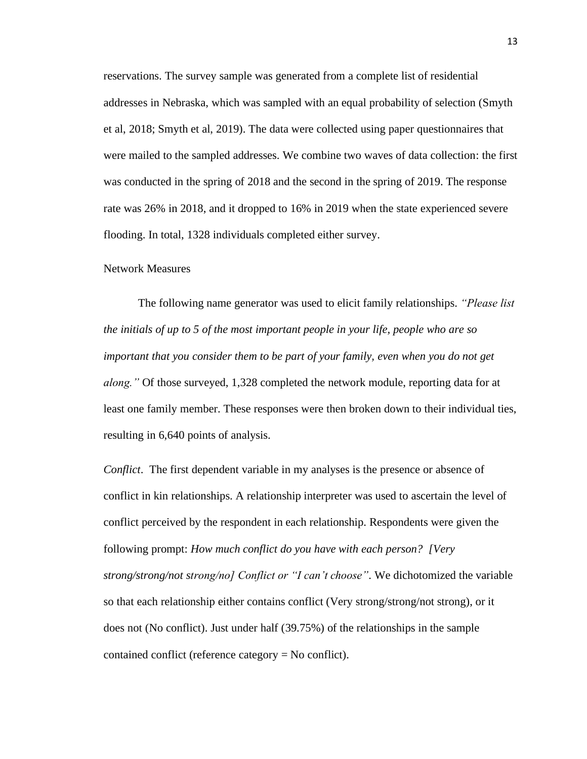reservations. The survey sample was generated from a complete list of residential addresses in Nebraska, which was sampled with an equal probability of selection (Smyth et al, 2018; Smyth et al, 2019). The data were collected using paper questionnaires that were mailed to the sampled addresses. We combine two waves of data collection: the first was conducted in the spring of 2018 and the second in the spring of 2019. The response rate was 26% in 2018, and it dropped to 16% in 2019 when the state experienced severe flooding. In total, 1328 individuals completed either survey.

## Network Measures

The following name generator was used to elicit family relationships. *"Please list the initials of up to 5 of the most important people in your life, people who are so important that you consider them to be part of your family, even when you do not get along."* Of those surveyed, 1,328 completed the network module, reporting data for at least one family member. These responses were then broken down to their individual ties, resulting in 6,640 points of analysis.

*Conflict*. The first dependent variable in my analyses is the presence or absence of conflict in kin relationships. A relationship interpreter was used to ascertain the level of conflict perceived by the respondent in each relationship. Respondents were given the following prompt: *How much conflict do you have with each person? [Very strong/strong/not strong/no] Conflict or "I can't choose"*. We dichotomized the variable so that each relationship either contains conflict (Very strong/strong/not strong), or it does not (No conflict). Just under half (39.75%) of the relationships in the sample contained conflict (reference category = No conflict).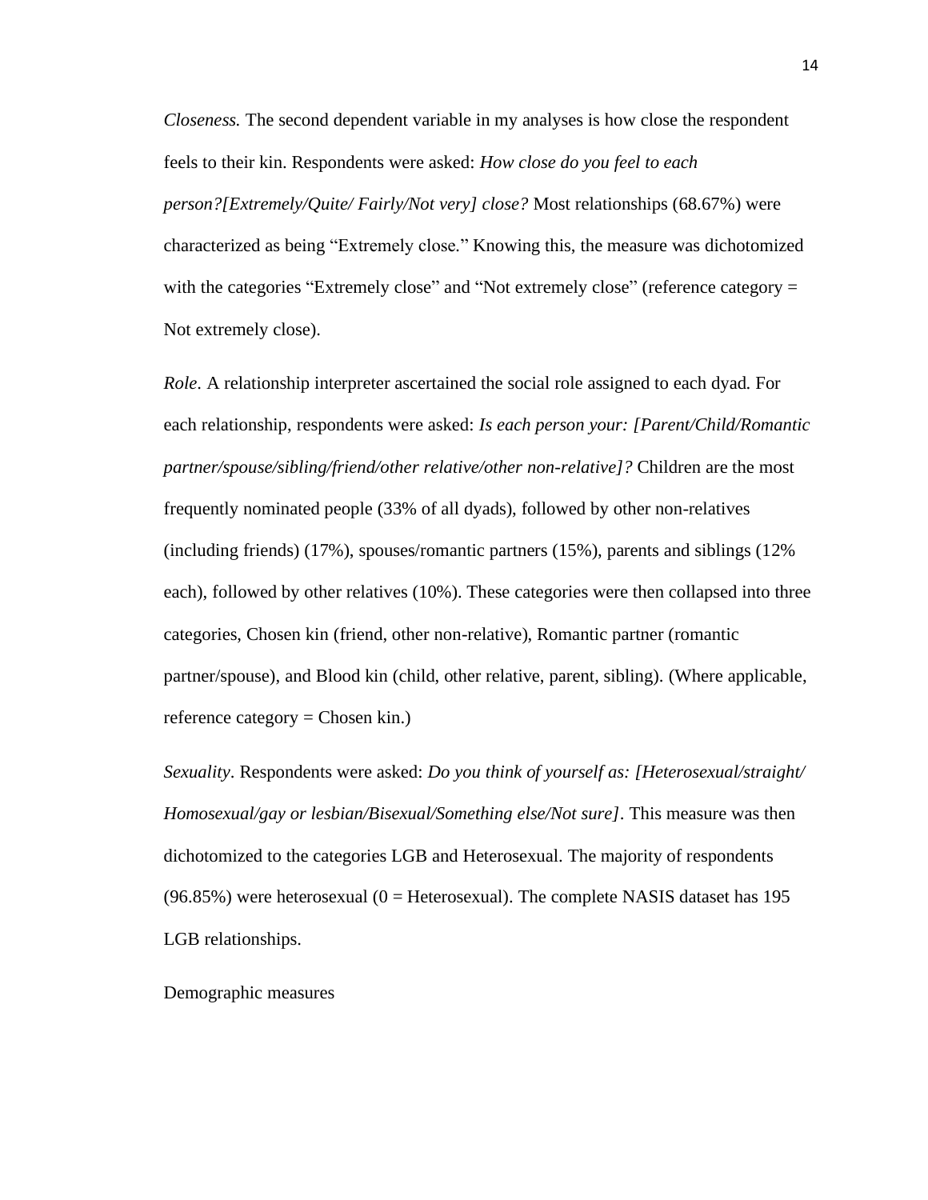*Closeness.* The second dependent variable in my analyses is how close the respondent feels to their kin. Respondents were asked: *How close do you feel to each person?[Extremely/Quite/ Fairly/Not very] close?* Most relationships (68.67%) were characterized as being "Extremely close." Knowing this, the measure was dichotomized with the categories "Extremely close" and "Not extremely close" (reference category = Not extremely close).

*Role*. A relationship interpreter ascertained the social role assigned to each dyad. For each relationship, respondents were asked: *Is each person your: [Parent/Child/Romantic partner/spouse/sibling/friend/other relative/other non-relative]?* Children are the most frequently nominated people (33% of all dyads), followed by other non-relatives (including friends) (17%), spouses/romantic partners (15%), parents and siblings (12% each), followed by other relatives (10%). These categories were then collapsed into three categories, Chosen kin (friend, other non-relative), Romantic partner (romantic partner/spouse), and Blood kin (child, other relative, parent, sibling). (Where applicable, reference category = Chosen kin.)

*Sexuality*. Respondents were asked: *Do you think of yourself as: [Heterosexual/straight/ Homosexual/gay or lesbian/Bisexual/Something else/Not sure]*. This measure was then dichotomized to the categories LGB and Heterosexual. The majority of respondents (96.85%) were heterosexual (0 = Heterosexual). The complete NASIS dataset has 195 LGB relationships.

Demographic measures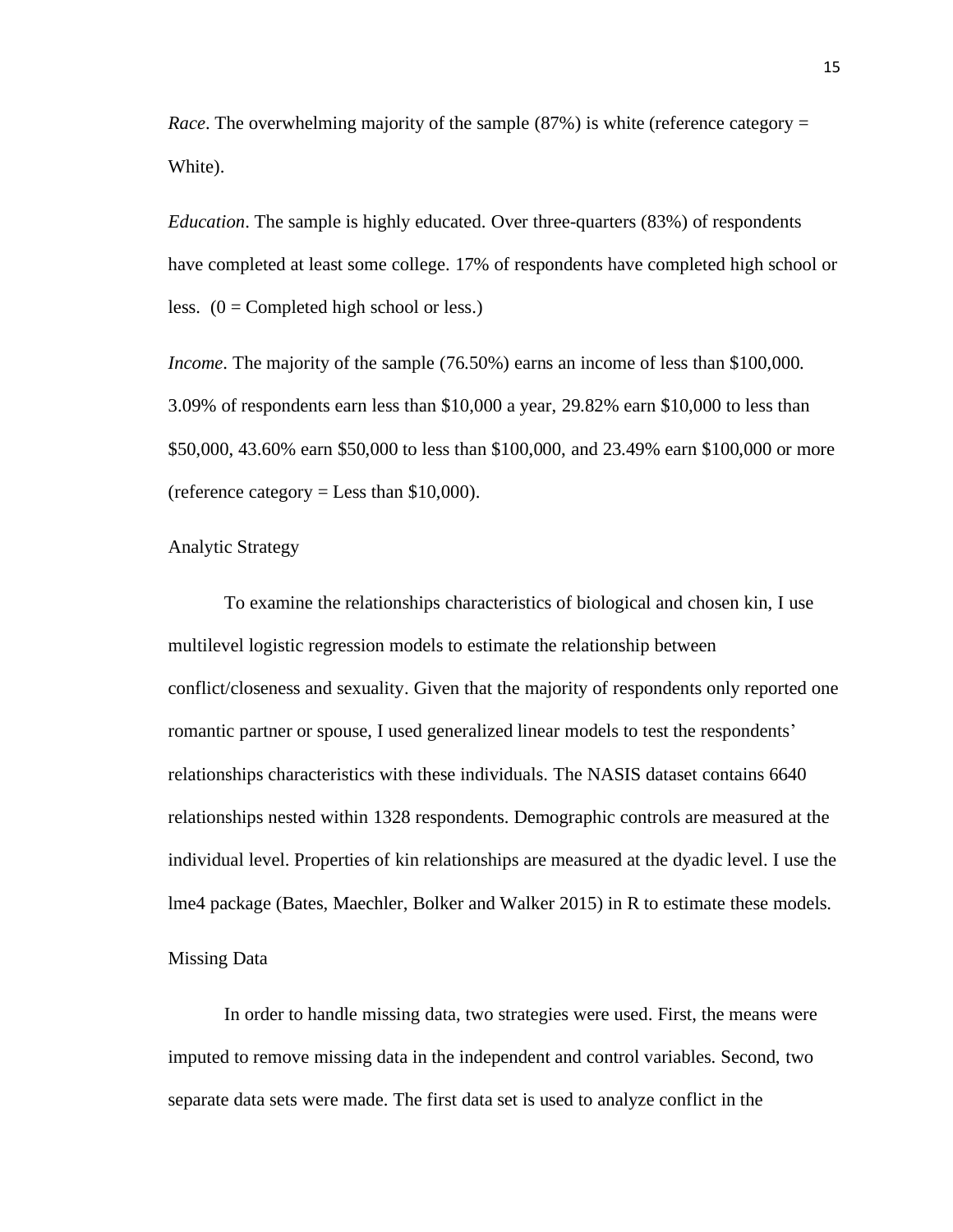*Race*. The overwhelming majority of the sample (87%) is white (reference category = White).

*Education*. The sample is highly educated. Over three-quarters (83%) of respondents have completed at least some college. 17% of respondents have completed high school or less. (0 = Completed high school or less.)

*Income*. The majority of the sample (76.50%) earns an income of less than $100,000. 3.09% of respondents earn less than $10,000 a year, 29.82% earn $10,000 to less than $50,000, 43.60% earn $50,000 to less than $100,000, and 23.49% earn $100,000 or more (reference category = Less than $10,000).

## Analytic Strategy

To examine the relationships characteristics of biological and chosen kin, I use multilevel logistic regression models to estimate the relationship between conflict/closeness and sexuality. Given that the majority of respondents only reported one romantic partner or spouse, I used generalized linear models to test the respondents' relationships characteristics with these individuals. The NASIS dataset contains 6640 relationships nested within 1328 respondents. Demographic controls are measured at the individual level. Properties of kin relationships are measured at the dyadic level. I use the lme4 package (Bates, Maechler, Bolker and Walker 2015) in R to estimate these models.

## Missing Data

In order to handle missing data, two strategies were used. First, the means were imputed to remove missing data in the independent and control variables. Second, two separate data sets were made. The first data set is used to analyze conflict in the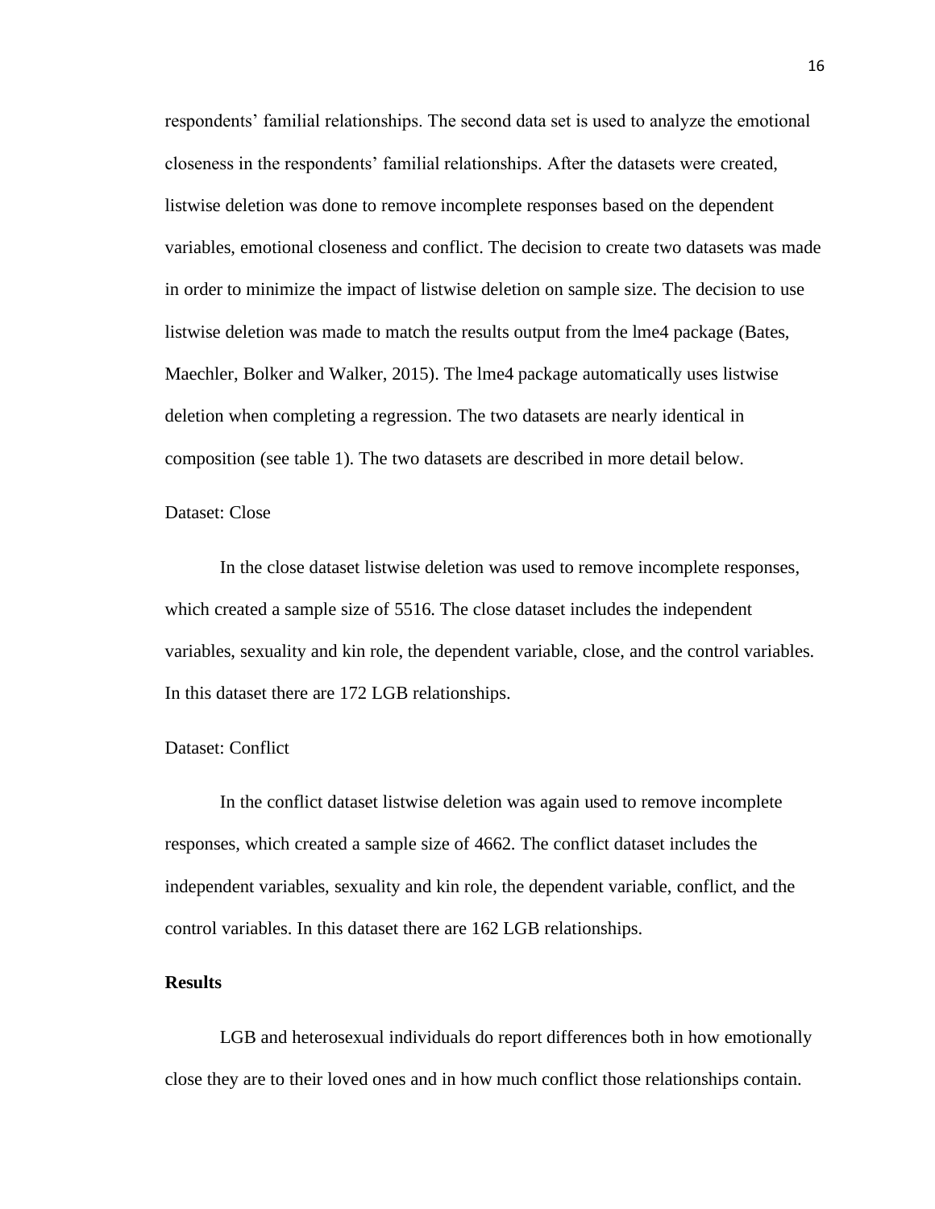respondents' familial relationships. The second data set is used to analyze the emotional closeness in the respondents' familial relationships. After the datasets were created, listwise deletion was done to remove incomplete responses based on the dependent variables, emotional closeness and conflict. The decision to create two datasets was made in order to minimize the impact of listwise deletion on sample size. The decision to use listwise deletion was made to match the results output from the lme4 package (Bates, Maechler, Bolker and Walker, 2015). The lme4 package automatically uses listwise deletion when completing a regression. The two datasets are nearly identical in composition (see table 1). The two datasets are described in more detail below.

### Dataset: Close

In the close dataset listwise deletion was used to remove incomplete responses, which created a sample size of 5516. The close dataset includes the independent variables, sexuality and kin role, the dependent variable, close, and the control variables. In this dataset there are 172 LGB relationships.

### Dataset: Conflict

In the conflict dataset listwise deletion was again used to remove incomplete responses, which created a sample size of 4662. The conflict dataset includes the independent variables, sexuality and kin role, the dependent variable, conflict, and the control variables. In this dataset there are 162 LGB relationships.

## Results

LGB and heterosexual individuals do report differences both in how emotionally close they are to their loved ones and in how much conflict those relationships contain.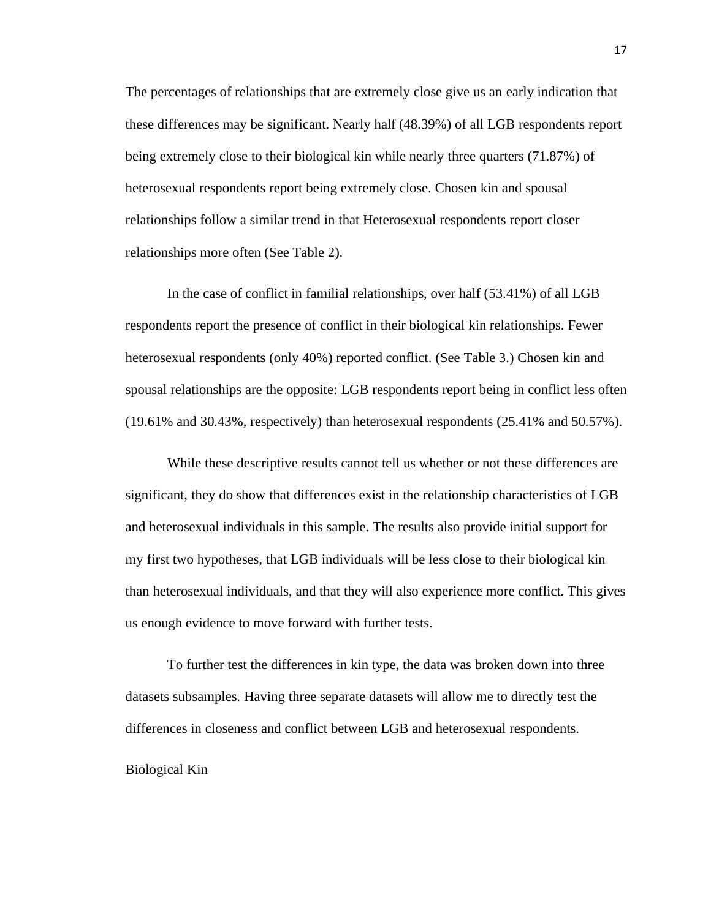The percentages of relationships that are extremely close give us an early indication that these differences may be significant. Nearly half (48.39%) of all LGB respondents report being extremely close to their biological kin while nearly three quarters (71.87%) of heterosexual respondents report being extremely close. Chosen kin and spousal relationships follow a similar trend in that Heterosexual respondents report closer relationships more often (See Table 2).

In the case of conflict in familial relationships, over half (53.41%) of all LGB respondents report the presence of conflict in their biological kin relationships. Fewer heterosexual respondents (only 40%) reported conflict. (See Table 3.) Chosen kin and spousal relationships are the opposite: LGB respondents report being in conflict less often (19.61% and 30.43%, respectively) than heterosexual respondents (25.41% and 50.57%).

While these descriptive results cannot tell us whether or not these differences are significant, they do show that differences exist in the relationship characteristics of LGB and heterosexual individuals in this sample. The results also provide initial support for my first two hypotheses, that LGB individuals will be less close to their biological kin than heterosexual individuals, and that they will also experience more conflict. This gives us enough evidence to move forward with further tests.

To further test the differences in kin type, the data was broken down into three datasets subsamples. Having three separate datasets will allow me to directly test the differences in closeness and conflict between LGB and heterosexual respondents.

Biological Kin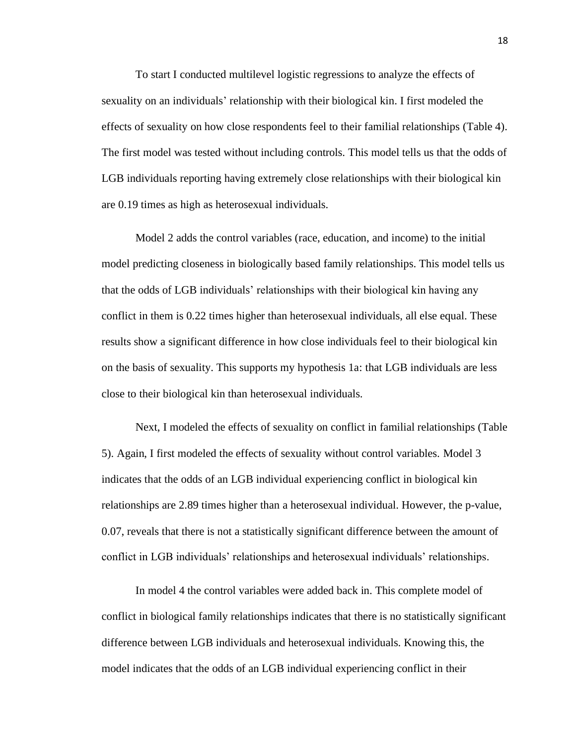To start I conducted multilevel logistic regressions to analyze the effects of sexuality on an individuals' relationship with their biological kin. I first modeled the effects of sexuality on how close respondents feel to their familial relationships (Table 4). The first model was tested without including controls. This model tells us that the odds of LGB individuals reporting having extremely close relationships with their biological kin are 0.19 times as high as heterosexual individuals.

Model 2 adds the control variables (race, education, and income) to the initial model predicting closeness in biologically based family relationships. This model tells us that the odds of LGB individuals' relationships with their biological kin having any conflict in them is 0.22 times higher than heterosexual individuals, all else equal. These results show a significant difference in how close individuals feel to their biological kin on the basis of sexuality. This supports my hypothesis 1a: that LGB individuals are less close to their biological kin than heterosexual individuals.

Next, I modeled the effects of sexuality on conflict in familial relationships (Table 5). Again, I first modeled the effects of sexuality without control variables. Model 3 indicates that the odds of an LGB individual experiencing conflict in biological kin relationships are 2.89 times higher than a heterosexual individual. However, the p-value, 0.07, reveals that there is not a statistically significant difference between the amount of conflict in LGB individuals' relationships and heterosexual individuals' relationships.

In model 4 the control variables were added back in. This complete model of conflict in biological family relationships indicates that there is no statistically significant difference between LGB individuals and heterosexual individuals. Knowing this, the model indicates that the odds of an LGB individual experiencing conflict in their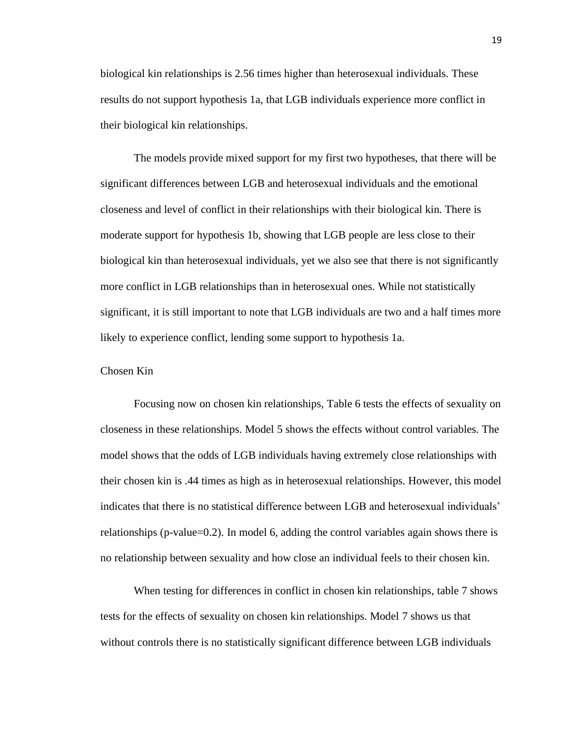biological kin relationships is 2.56 times higher than heterosexual individuals. These results do not support hypothesis 1a, that LGB individuals experience more conflict in their biological kin relationships.

The models provide mixed support for my first two hypotheses, that there will be significant differences between LGB and heterosexual individuals and the emotional closeness and level of conflict in their relationships with their biological kin. There is moderate support for hypothesis 1b, showing that LGB people are less close to their biological kin than heterosexual individuals, yet we also see that there is not significantly more conflict in LGB relationships than in heterosexual ones. While not statistically significant, it is still important to note that LGB individuals are two and a half times more likely to experience conflict, lending some support to hypothesis 1a.

## Chosen Kin

Focusing now on chosen kin relationships, Table 6 tests the effects of sexuality on closeness in these relationships. Model 5 shows the effects without control variables. The model shows that the odds of LGB individuals having extremely close relationships with their chosen kin is .44 times as high as in heterosexual relationships. However, this model indicates that there is no statistical difference between LGB and heterosexual individuals' relationships (p-value=0.2). In model 6, adding the control variables again shows there is no relationship between sexuality and how close an individual feels to their chosen kin.

When testing for differences in conflict in chosen kin relationships, table 7 shows tests for the effects of sexuality on chosen kin relationships. Model 7 shows us that without controls there is no statistically significant difference between LGB individuals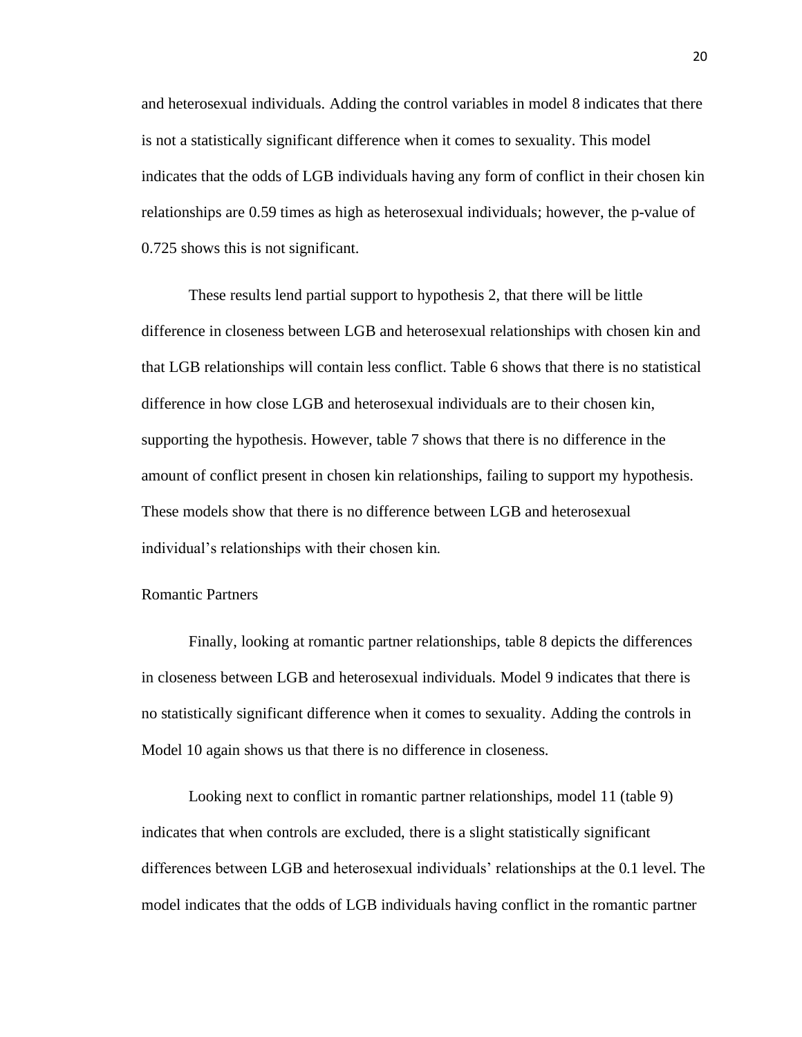and heterosexual individuals. Adding the control variables in model 8 indicates that there is not a statistically significant difference when it comes to sexuality. This model indicates that the odds of LGB individuals having any form of conflict in their chosen kin relationships are 0.59 times as high as heterosexual individuals; however, the p-value of 0.725 shows this is not significant.

These results lend partial support to hypothesis 2, that there will be little difference in closeness between LGB and heterosexual relationships with chosen kin and that LGB relationships will contain less conflict. Table 6 shows that there is no statistical difference in how close LGB and heterosexual individuals are to their chosen kin, supporting the hypothesis. However, table 7 shows that there is no difference in the amount of conflict present in chosen kin relationships, failing to support my hypothesis. These models show that there is no difference between LGB and heterosexual individual's relationships with their chosen kin.

### Romantic Partners

Finally, looking at romantic partner relationships, table 8 depicts the differences in closeness between LGB and heterosexual individuals. Model 9 indicates that there is no statistically significant difference when it comes to sexuality. Adding the controls in Model 10 again shows us that there is no difference in closeness.

Looking next to conflict in romantic partner relationships, model 11 (table 9) indicates that when controls are excluded, there is a slight statistically significant differences between LGB and heterosexual individuals' relationships at the 0.1 level. The model indicates that the odds of LGB individuals having conflict in the romantic partner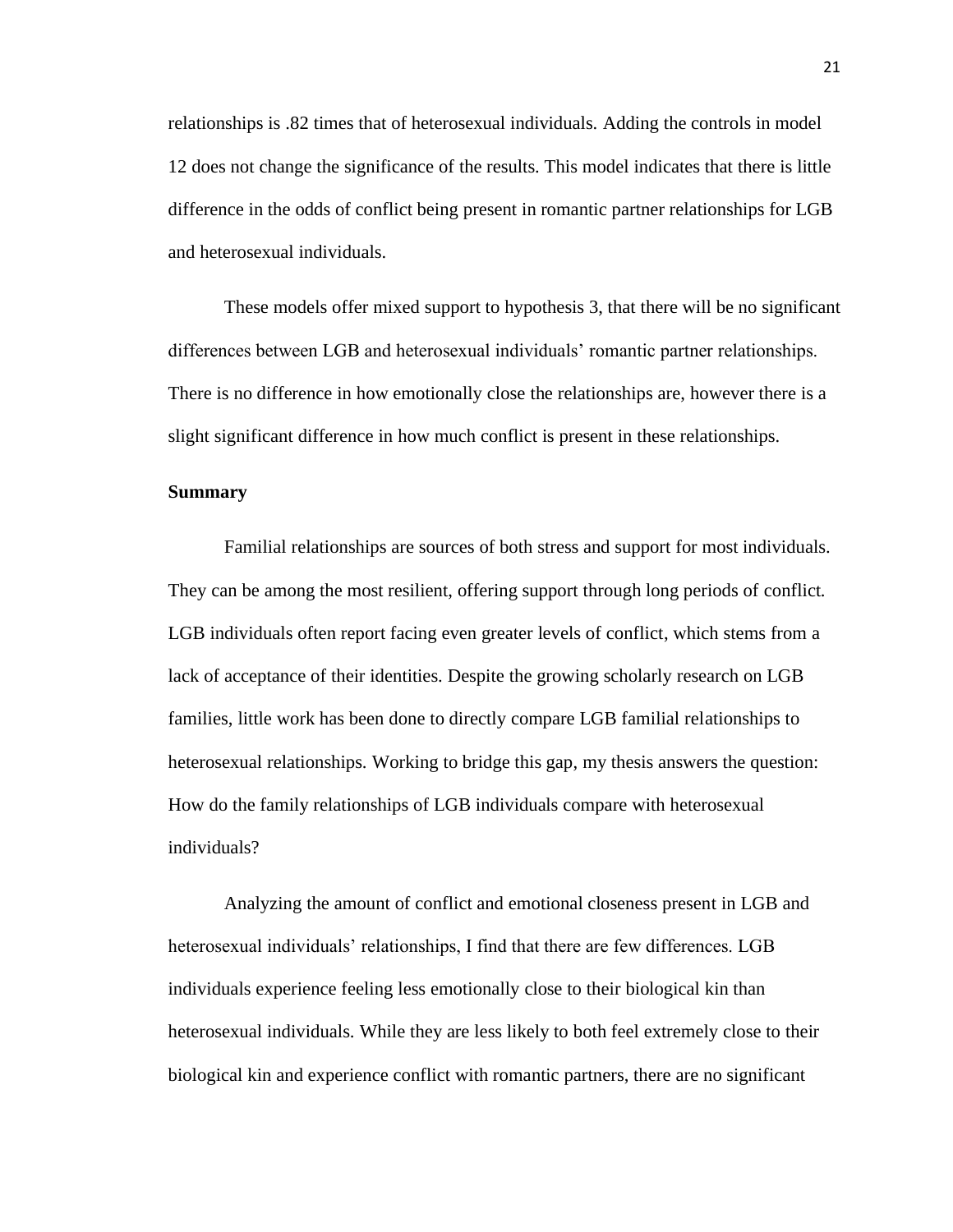relationships is .82 times that of heterosexual individuals. Adding the controls in model 12 does not change the significance of the results. This model indicates that there is little difference in the odds of conflict being present in romantic partner relationships for LGB and heterosexual individuals.

These models offer mixed support to hypothesis 3, that there will be no significant differences between LGB and heterosexual individuals' romantic partner relationships. There is no difference in how emotionally close the relationships are, however there is a slight significant difference in how much conflict is present in these relationships.

**Summary**

Familial relationships are sources of both stress and support for most individuals. They can be among the most resilient, offering support through long periods of conflict. LGB individuals often report facing even greater levels of conflict, which stems from a lack of acceptance of their identities. Despite the growing scholarly research on LGB families, little work has been done to directly compare LGB familial relationships to heterosexual relationships. Working to bridge this gap, my thesis answers the question: How do the family relationships of LGB individuals compare with heterosexual individuals?

Analyzing the amount of conflict and emotional closeness present in LGB and heterosexual individuals' relationships, I find that there are few differences. LGB individuals experience feeling less emotionally close to their biological kin than heterosexual individuals. While they are less likely to both feel extremely close to their biological kin and experience conflict with romantic partners, there are no significant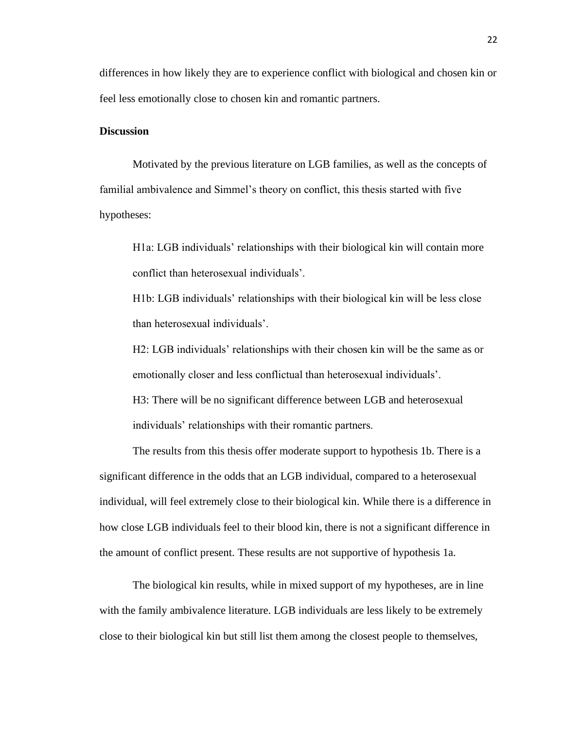differences in how likely they are to experience conflict with biological and chosen kin or feel less emotionally close to chosen kin and romantic partners.

**Discussion**

Motivated by the previous literature on LGB families, as well as the concepts of familial ambivalence and Simmel's theory on conflict, this thesis started with five hypotheses:

> H1a: LGB individuals' relationships with their biological kin will contain more conflict than heterosexual individuals'.
>
> H1b: LGB individuals' relationships with their biological kin will be less close than heterosexual individuals'.
>
> H2: LGB individuals' relationships with their chosen kin will be the same as or emotionally closer and less conflictual than heterosexual individuals'.
>
> H3: There will be no significant difference between LGB and heterosexual individuals' relationships with their romantic partners.

The results from this thesis offer moderate support to hypothesis 1b. There is a significant difference in the odds that an LGB individual, compared to a heterosexual individual, will feel extremely close to their biological kin. While there is a difference in how close LGB individuals feel to their blood kin, there is not a significant difference in the amount of conflict present. These results are not supportive of hypothesis 1a.

The biological kin results, while in mixed support of my hypotheses, are in line with the family ambivalence literature. LGB individuals are less likely to be extremely close to their biological kin but still list them among the closest people to themselves,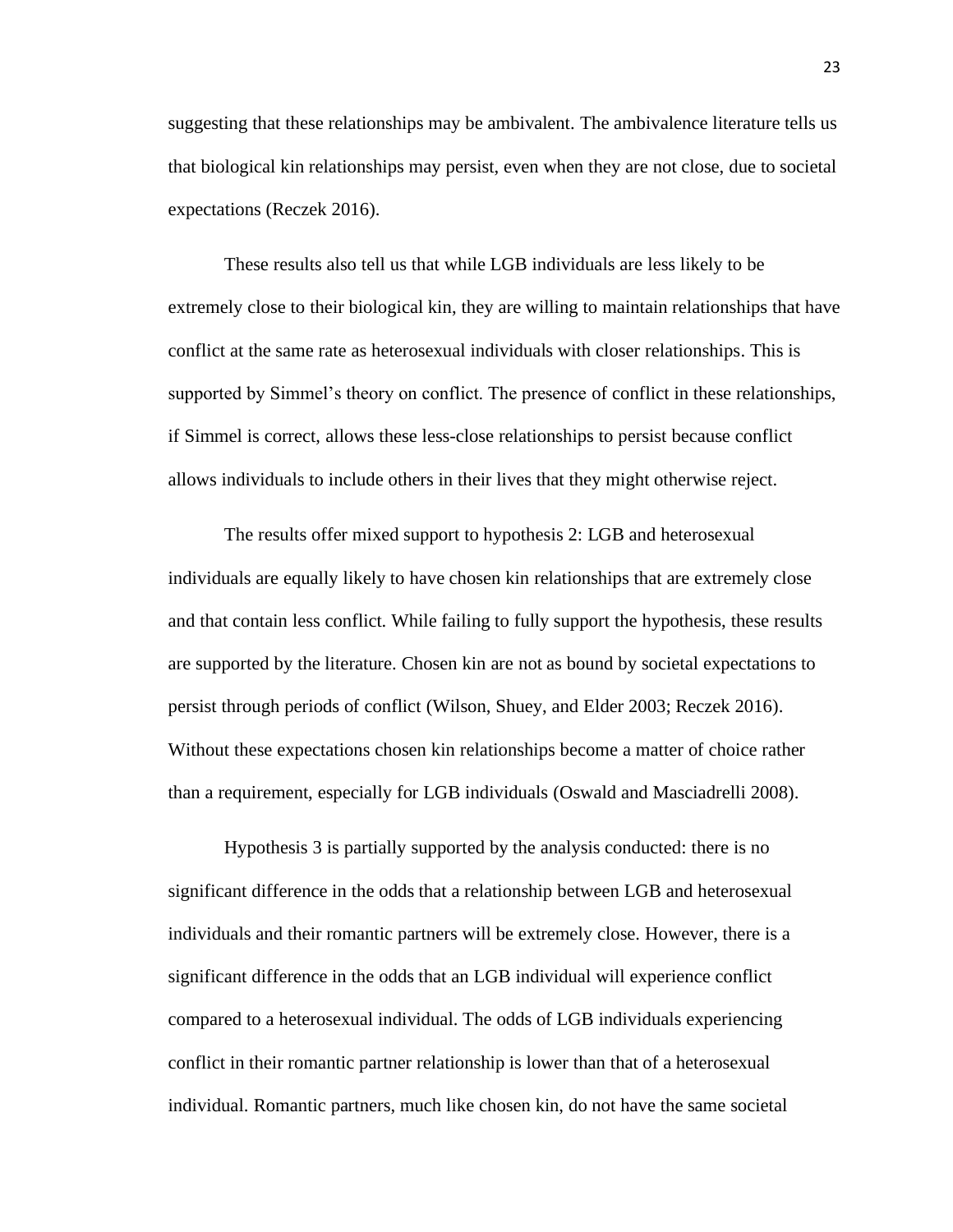suggesting that these relationships may be ambivalent. The ambivalence literature tells us that biological kin relationships may persist, even when they are not close, due to societal expectations (Reczek 2016).

These results also tell us that while LGB individuals are less likely to be extremely close to their biological kin, they are willing to maintain relationships that have conflict at the same rate as heterosexual individuals with closer relationships. This is supported by Simmel's theory on conflict. The presence of conflict in these relationships, if Simmel is correct, allows these less-close relationships to persist because conflict allows individuals to include others in their lives that they might otherwise reject.

The results offer mixed support to hypothesis 2: LGB and heterosexual individuals are equally likely to have chosen kin relationships that are extremely close and that contain less conflict. While failing to fully support the hypothesis, these results are supported by the literature. Chosen kin are not as bound by societal expectations to persist through periods of conflict (Wilson, Shuey, and Elder 2003; Reczek 2016). Without these expectations chosen kin relationships become a matter of choice rather than a requirement, especially for LGB individuals (Oswald and Masciadrelli 2008).

Hypothesis 3 is partially supported by the analysis conducted: there is no significant difference in the odds that a relationship between LGB and heterosexual individuals and their romantic partners will be extremely close. However, there is a significant difference in the odds that an LGB individual will experience conflict compared to a heterosexual individual. The odds of LGB individuals experiencing conflict in their romantic partner relationship is lower than that of a heterosexual individual. Romantic partners, much like chosen kin, do not have the same societal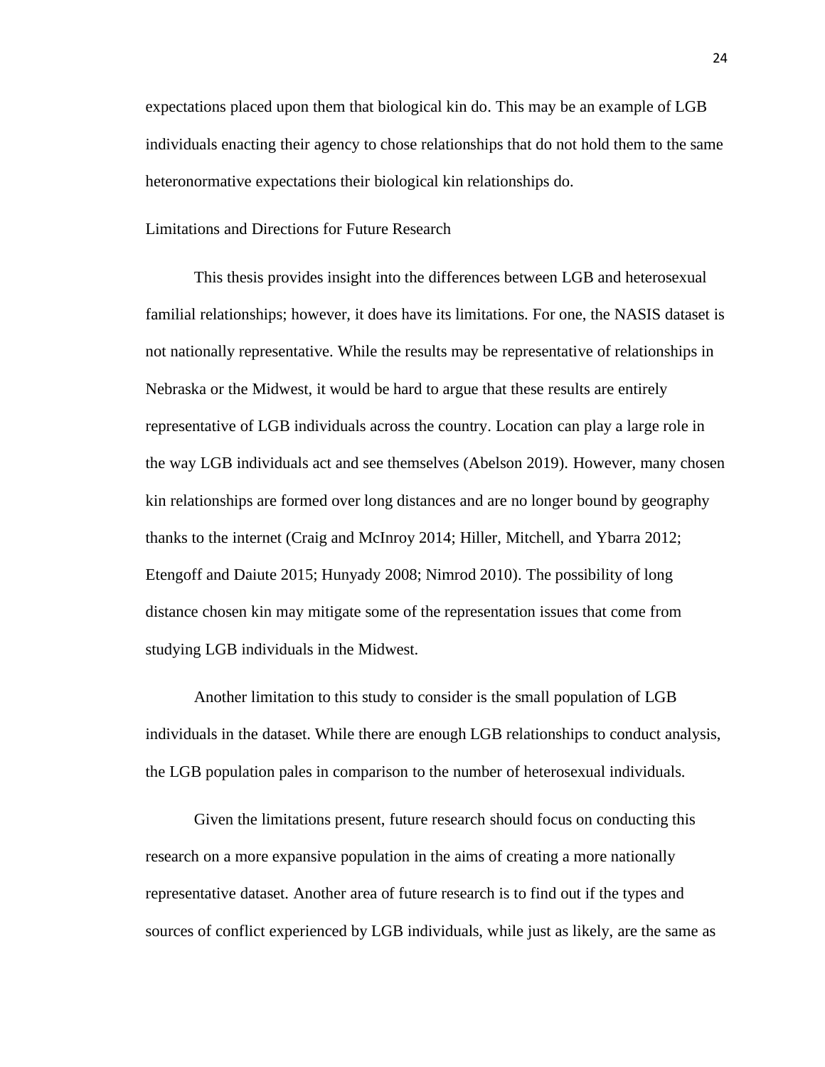expectations placed upon them that biological kin do. This may be an example of LGB individuals enacting their agency to chose relationships that do not hold them to the same heteronormative expectations their biological kin relationships do.

## Limitations and Directions for Future Research

This thesis provides insight into the differences between LGB and heterosexual familial relationships; however, it does have its limitations. For one, the NASIS dataset is not nationally representative. While the results may be representative of relationships in Nebraska or the Midwest, it would be hard to argue that these results are entirely representative of LGB individuals across the country. Location can play a large role in the way LGB individuals act and see themselves (Abelson 2019). However, many chosen kin relationships are formed over long distances and are no longer bound by geography thanks to the internet (Craig and McInroy 2014; Hiller, Mitchell, and Ybarra 2012; Etengoff and Daiute 2015; Hunyady 2008; Nimrod 2010). The possibility of long distance chosen kin may mitigate some of the representation issues that come from studying LGB individuals in the Midwest.

Another limitation to this study to consider is the small population of LGB individuals in the dataset. While there are enough LGB relationships to conduct analysis, the LGB population pales in comparison to the number of heterosexual individuals.

Given the limitations present, future research should focus on conducting this research on a more expansive population in the aims of creating a more nationally representative dataset. Another area of future research is to find out if the types and sources of conflict experienced by LGB individuals, while just as likely, are the same as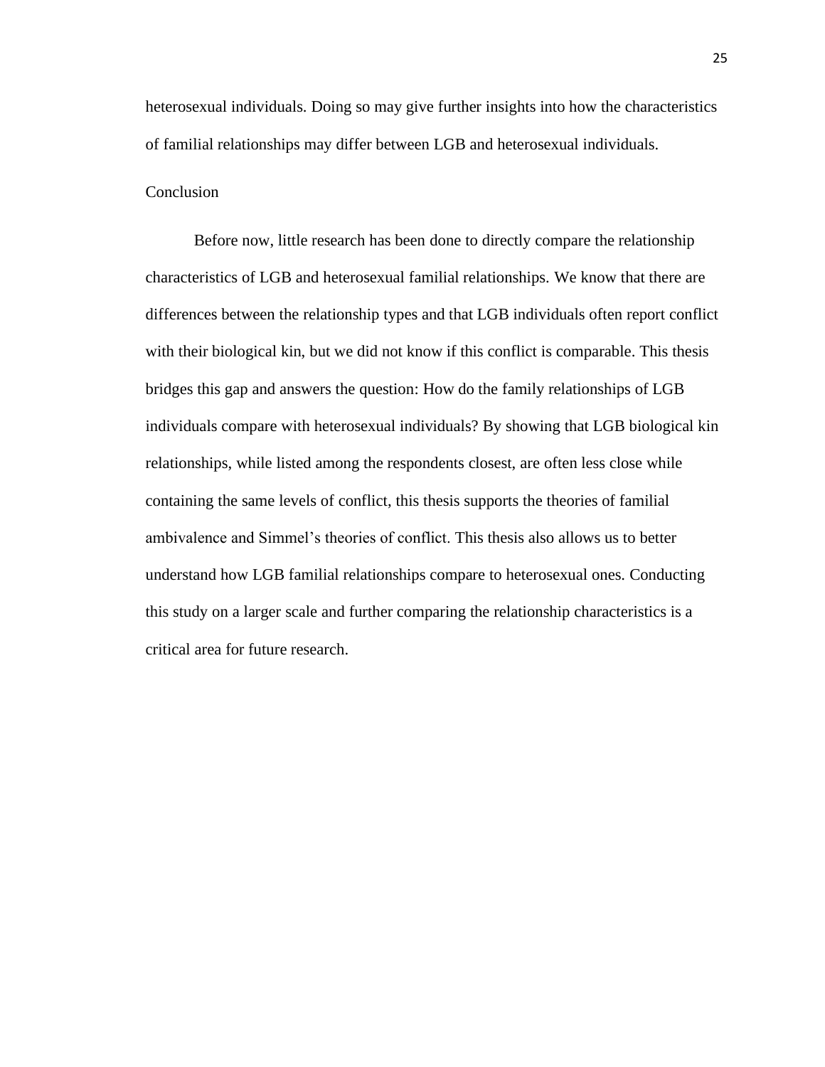heterosexual individuals. Doing so may give further insights into how the characteristics of familial relationships may differ between LGB and heterosexual individuals.

## Conclusion

Before now, little research has been done to directly compare the relationship characteristics of LGB and heterosexual familial relationships. We know that there are differences between the relationship types and that LGB individuals often report conflict with their biological kin, but we did not know if this conflict is comparable. This thesis bridges this gap and answers the question: How do the family relationships of LGB individuals compare with heterosexual individuals? By showing that LGB biological kin relationships, while listed among the respondents closest, are often less close while containing the same levels of conflict, this thesis supports the theories of familial ambivalence and Simmel's theories of conflict. This thesis also allows us to better understand how LGB familial relationships compare to heterosexual ones. Conducting this study on a larger scale and further comparing the relationship characteristics is a critical area for future research.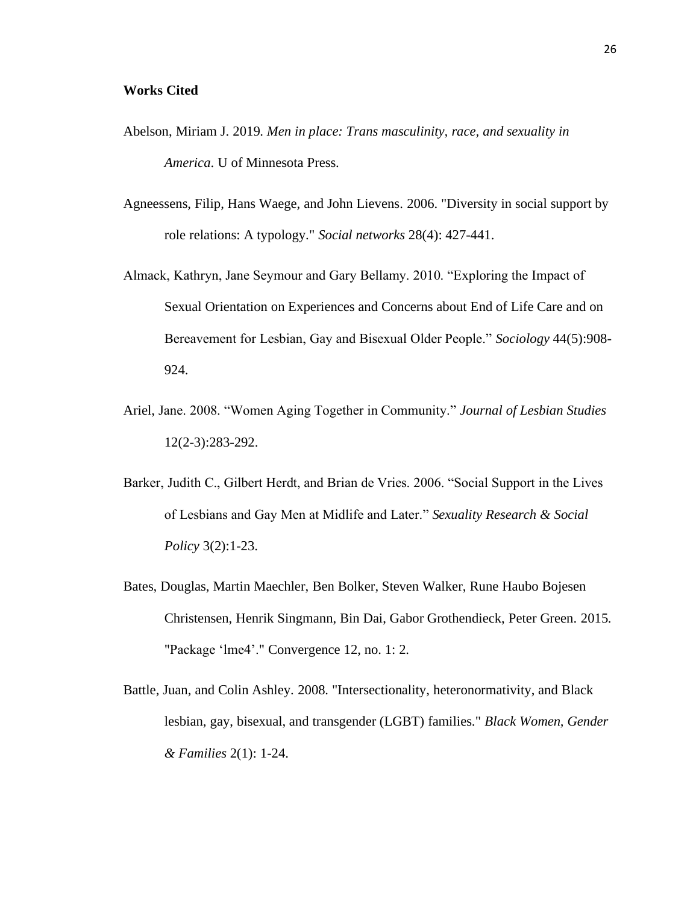**Works Cited**

Abelson, Miriam J. 2019. *Men in place: Trans masculinity, race, and sexuality in America*. U of Minnesota Press.

Agneessens, Filip, Hans Waege, and John Lievens. 2006. "Diversity in social support by role relations: A typology." *Social networks* 28(4): 427-441.

Almack, Kathryn, Jane Seymour and Gary Bellamy. 2010. "Exploring the Impact of Sexual Orientation on Experiences and Concerns about End of Life Care and on Bereavement for Lesbian, Gay and Bisexual Older People." *Sociology* 44(5):908-924.

Ariel, Jane. 2008. "Women Aging Together in Community." *Journal of Lesbian Studies* 12(2-3):283-292.

Barker, Judith C., Gilbert Herdt, and Brian de Vries. 2006. "Social Support in the Lives of Lesbians and Gay Men at Midlife and Later." *Sexuality Research & Social Policy* 3(2):1-23.

Bates, Douglas, Martin Maechler, Ben Bolker, Steven Walker, Rune Haubo Bojesen Christensen, Henrik Singmann, Bin Dai, Gabor Grothendieck, Peter Green. 2015. "Package 'lme4'." Convergence 12, no. 1: 2.

Battle, Juan, and Colin Ashley. 2008. "Intersectionality, heteronormativity, and Black lesbian, gay, bisexual, and transgender (LGBT) families." *Black Women, Gender & Families* 2(1): 1-24.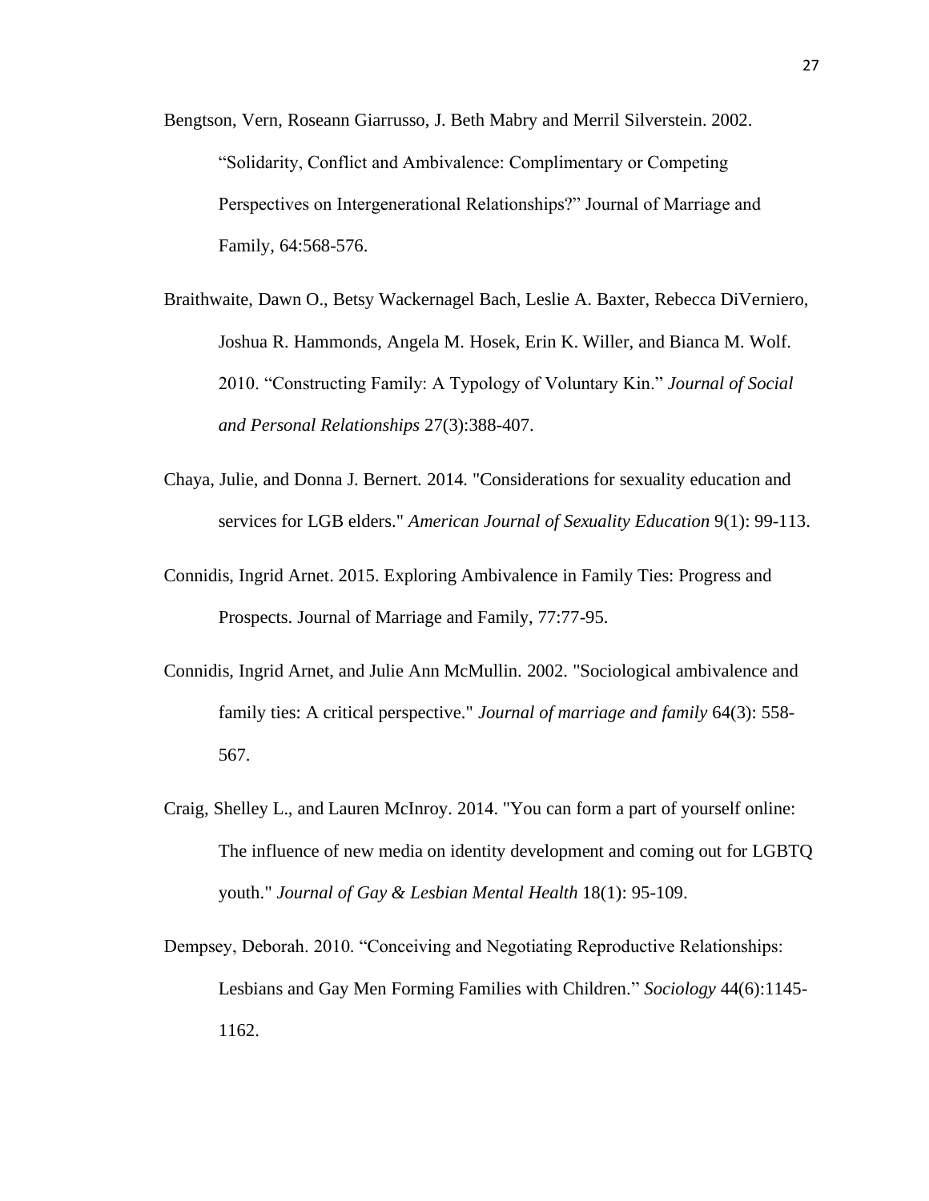Bengtson, Vern, Roseann Giarrusso, J. Beth Mabry and Merril Silverstein. 2002. "Solidarity, Conflict and Ambivalence: Complimentary or Competing Perspectives on Intergenerational Relationships?" Journal of Marriage and Family, 64:568-576.

Braithwaite, Dawn O., Betsy Wackernagel Bach, Leslie A. Baxter, Rebecca DiVerniero, Joshua R. Hammonds, Angela M. Hosek, Erin K. Willer, and Bianca M. Wolf. 2010. "Constructing Family: A Typology of Voluntary Kin." *Journal of Social and Personal Relationships* 27(3):388-407.

Chaya, Julie, and Donna J. Bernert. 2014. "Considerations for sexuality education and services for LGB elders." *American Journal of Sexuality Education* 9(1): 99-113.

Connidis, Ingrid Arnet. 2015. Exploring Ambivalence in Family Ties: Progress and Prospects. Journal of Marriage and Family, 77:77-95.

Connidis, Ingrid Arnet, and Julie Ann McMullin. 2002. "Sociological ambivalence and family ties: A critical perspective." *Journal of marriage and family* 64(3): 558-567.

Craig, Shelley L., and Lauren McInroy. 2014. "You can form a part of yourself online: The influence of new media on identity development and coming out for LGBTQ youth." *Journal of Gay & Lesbian Mental Health* 18(1): 95-109.

Dempsey, Deborah. 2010. "Conceiving and Negotiating Reproductive Relationships: Lesbians and Gay Men Forming Families with Children." *Sociology* 44(6):1145-1162.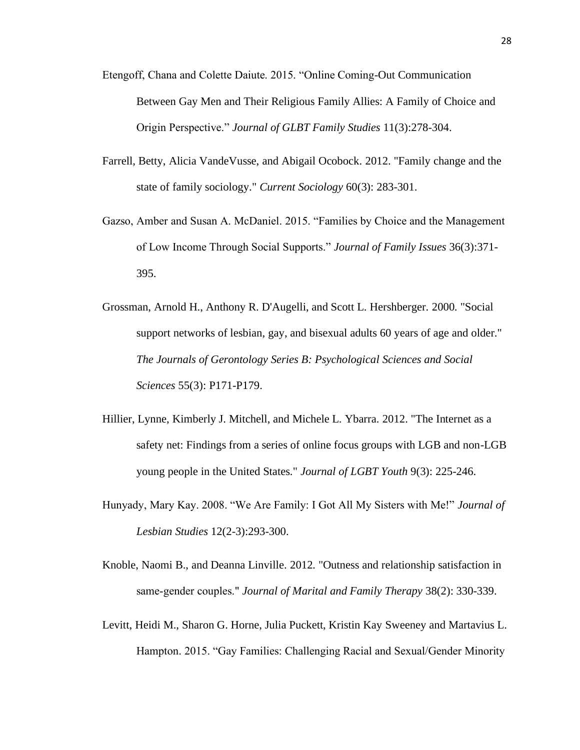Etengoff, Chana and Colette Daiute. 2015. "Online Coming-Out Communication Between Gay Men and Their Religious Family Allies: A Family of Choice and Origin Perspective." *Journal of GLBT Family Studies* 11(3):278-304.

Farrell, Betty, Alicia VandeVusse, and Abigail Ocobock. 2012. "Family change and the state of family sociology." *Current Sociology* 60(3): 283-301.

Gazso, Amber and Susan A. McDaniel. 2015. "Families by Choice and the Management of Low Income Through Social Supports." *Journal of Family Issues* 36(3):371-395.

Grossman, Arnold H., Anthony R. D'Augelli, and Scott L. Hershberger. 2000. "Social support networks of lesbian, gay, and bisexual adults 60 years of age and older." *The Journals of Gerontology Series B: Psychological Sciences and Social Sciences* 55(3): P171-P179.

Hillier, Lynne, Kimberly J. Mitchell, and Michele L. Ybarra. 2012. "The Internet as a safety net: Findings from a series of online focus groups with LGB and non-LGB young people in the United States." *Journal of LGBT Youth* 9(3): 225-246.

Hunyady, Mary Kay. 2008. "We Are Family: I Got All My Sisters with Me!" *Journal of Lesbian Studies* 12(2-3):293-300.

Knoble, Naomi B., and Deanna Linville. 2012. "Outness and relationship satisfaction in same-gender couples." *Journal of Marital and Family Therapy* 38(2): 330-339.

Levitt, Heidi M., Sharon G. Horne, Julia Puckett, Kristin Kay Sweeney and Martavius L. Hampton. 2015. "Gay Families: Challenging Racial and Sexual/Gender Minority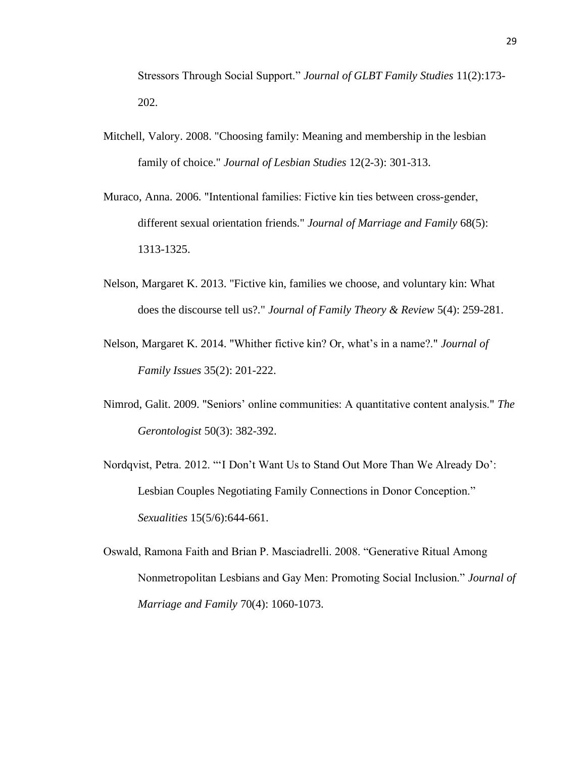Stressors Through Social Support." *Journal of GLBT Family Studies* 11(2):173-202.

Mitchell, Valory. 2008. "Choosing family: Meaning and membership in the lesbian family of choice." *Journal of Lesbian Studies* 12(2-3): 301-313.

Muraco, Anna. 2006. "Intentional families: Fictive kin ties between cross-gender, different sexual orientation friends." *Journal of Marriage and Family* 68(5): 1313-1325.

Nelson, Margaret K. 2013. "Fictive kin, families we choose, and voluntary kin: What does the discourse tell us?." *Journal of Family Theory & Review* 5(4): 259-281.

Nelson, Margaret K. 2014. "Whither fictive kin? Or, what's in a name?." *Journal of Family Issues* 35(2): 201-222.

Nimrod, Galit. 2009. "Seniors' online communities: A quantitative content analysis." *The Gerontologist* 50(3): 382-392.

Nordqvist, Petra. 2012. "'I Don't Want Us to Stand Out More Than We Already Do': Lesbian Couples Negotiating Family Connections in Donor Conception." *Sexualities* 15(5/6):644-661.

Oswald, Ramona Faith and Brian P. Masciadrelli. 2008. "Generative Ritual Among Nonmetropolitan Lesbians and Gay Men: Promoting Social Inclusion." *Journal of Marriage and Family* 70(4): 1060-1073.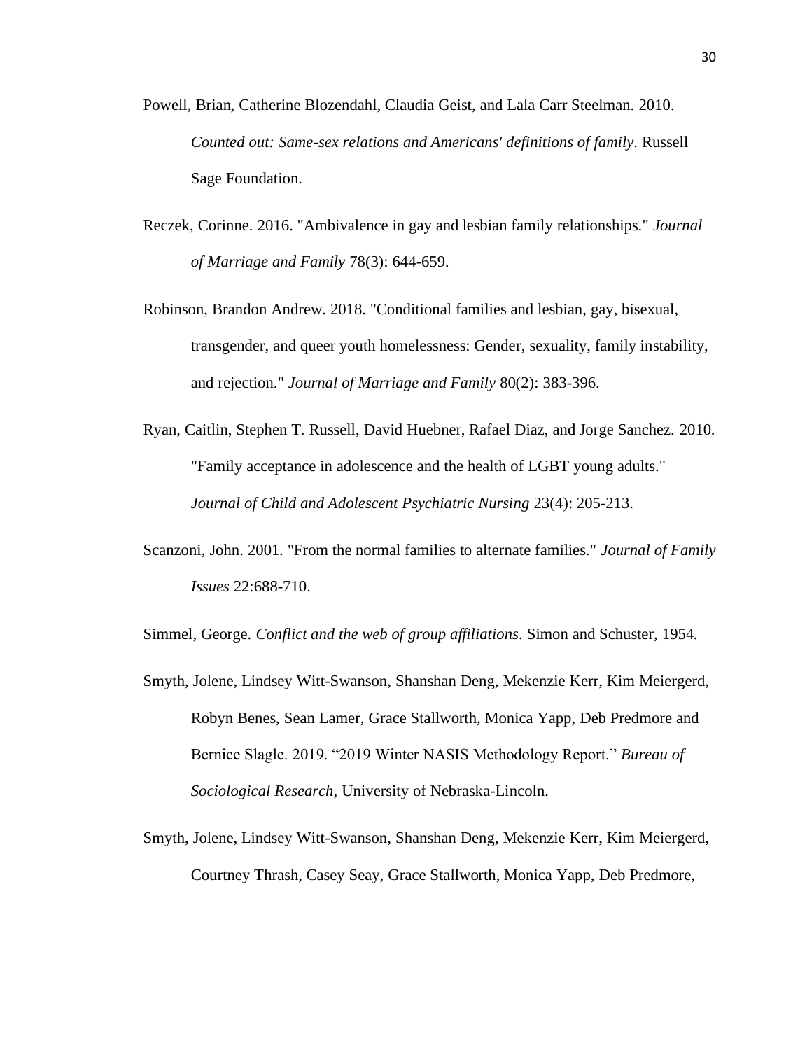Powell, Brian, Catherine Blozendahl, Claudia Geist, and Lala Carr Steelman. 2010. *Counted out: Same-sex relations and Americans' definitions of family*. Russell Sage Foundation.

Reczek, Corinne. 2016. "Ambivalence in gay and lesbian family relationships." *Journal of Marriage and Family* 78(3): 644-659.

Robinson, Brandon Andrew. 2018. "Conditional families and lesbian, gay, bisexual, transgender, and queer youth homelessness: Gender, sexuality, family instability, and rejection." *Journal of Marriage and Family* 80(2): 383-396.

Ryan, Caitlin, Stephen T. Russell, David Huebner, Rafael Diaz, and Jorge Sanchez. 2010. "Family acceptance in adolescence and the health of LGBT young adults." *Journal of Child and Adolescent Psychiatric Nursing* 23(4): 205-213.

Scanzoni, John. 2001. "From the normal families to alternate families." *Journal of Family Issues* 22:688-710.

Simmel, George. *Conflict and the web of group affiliations*. Simon and Schuster, 1954.

Smyth, Jolene, Lindsey Witt-Swanson, Shanshan Deng, Mekenzie Kerr, Kim Meiergerd, Robyn Benes, Sean Lamer, Grace Stallworth, Monica Yapp, Deb Predmore and Bernice Slagle. 2019. "2019 Winter NASIS Methodology Report." *Bureau of Sociological Research*, University of Nebraska-Lincoln.

Smyth, Jolene, Lindsey Witt-Swanson, Shanshan Deng, Mekenzie Kerr, Kim Meiergerd, Courtney Thrash, Casey Seay, Grace Stallworth, Monica Yapp, Deb Predmore,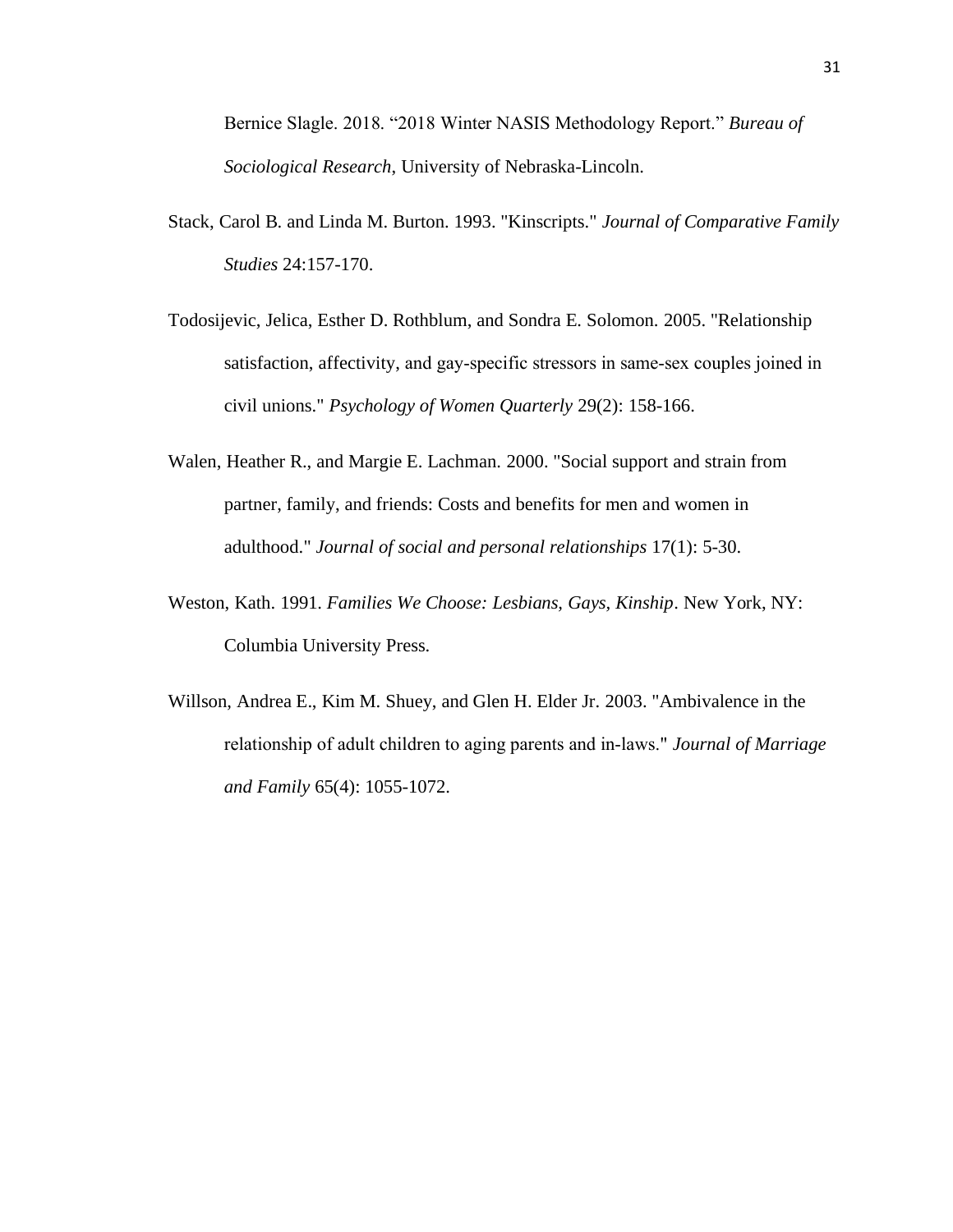Bernice Slagle. 2018. "2018 Winter NASIS Methodology Report." *Bureau of Sociological Research*, University of Nebraska-Lincoln.

Stack, Carol B. and Linda M. Burton. 1993. "Kinscripts." *Journal of Comparative Family Studies* 24:157-170.

Todosijevic, Jelica, Esther D. Rothblum, and Sondra E. Solomon. 2005. "Relationship satisfaction, affectivity, and gay-specific stressors in same-sex couples joined in civil unions." *Psychology of Women Quarterly* 29(2): 158-166.

Walen, Heather R., and Margie E. Lachman. 2000. "Social support and strain from partner, family, and friends: Costs and benefits for men and women in adulthood." *Journal of social and personal relationships* 17(1): 5-30.

Weston, Kath. 1991. *Families We Choose: Lesbians, Gays, Kinship*. New York, NY: Columbia University Press.

Willson, Andrea E., Kim M. Shuey, and Glen H. Elder Jr. 2003. "Ambivalence in the relationship of adult children to aging parents and in-laws." *Journal of Marriage and Family* 65(4): 1055-1072.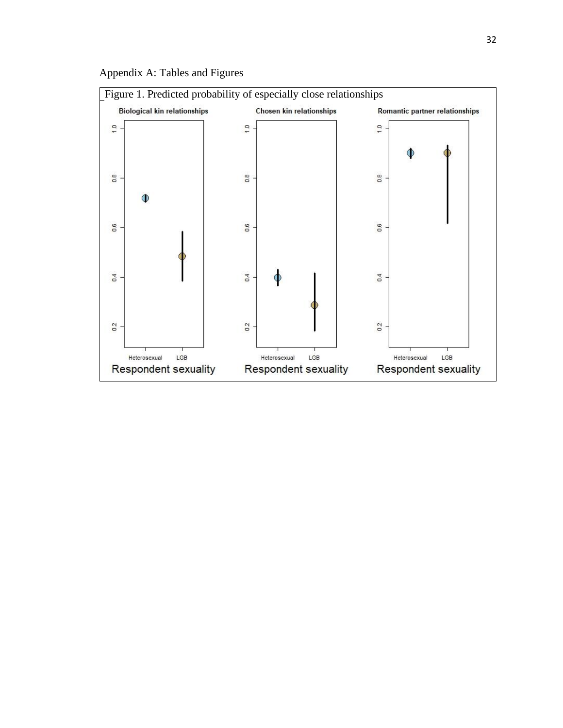Appendix A: Tables and Figures

Figure 1. Predicted probability of especially close relationships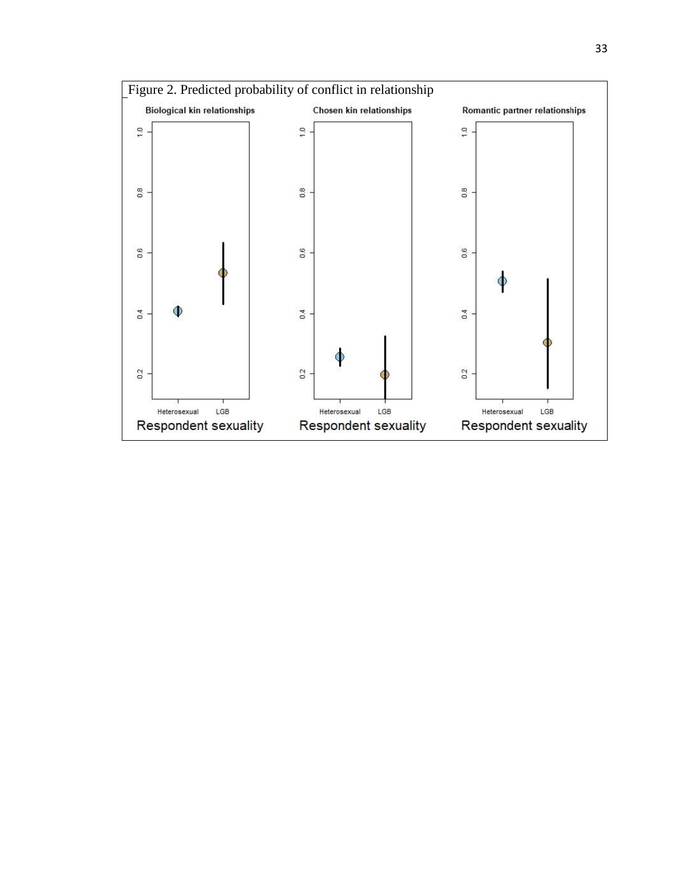Figure 2. Predicted probability of conflict in relationship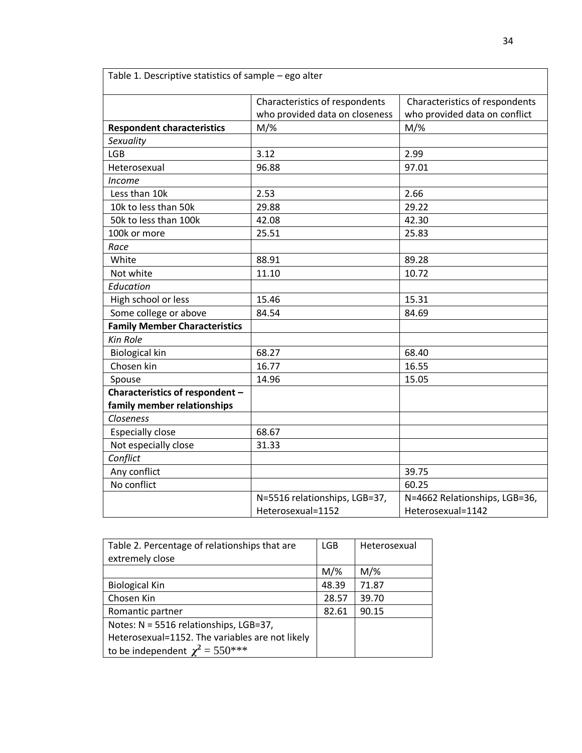| Table 1. Descriptive statistics of sample – ego alter | | |
|---|---|---|
| | Characteristics of respondents who provided data on closeness | Characteristics of respondents who provided data on conflict |
| **Respondent characteristics** | M/% | M/% |
| *Sexuality* | | |
| LGB | 3.12 | 2.99 |
| Heterosexual | 96.88 | 97.01 |
| *Income* | | |
| Less than 10k | 2.53 | 2.66 |
| 10k to less than 50k | 29.88 | 29.22 |
| 50k to less than 100k | 42.08 | 42.30 |
| 100k or more | 25.51 | 25.83 |
| *Race* | | |
| White | 88.91 | 89.28 |
| Not white | 11.10 | 10.72 |
| *Education* | | |
| High school or less | 15.46 | 15.31 |
| Some college or above | 84.54 | 84.69 |
| **Family Member Characteristics** | | |
| *Kin Role* | | |
| Biological kin | 68.27 | 68.40 |
| Chosen kin | 16.77 | 16.55 |
| Spouse | 14.96 | 15.05 |
| **Characteristics of respondent – family member relationships** | | |
| *Closeness* | | |
| Especially close | 68.67 | |
| Not especially close | 31.33 | |
| *Conflict* | | |
| Any conflict | | 39.75 |
| No conflict | | 60.25 |
| | N=5516 relationships, LGB=37, Heterosexual=1152 | N=4662 Relationships, LGB=36, Heterosexual=1142 |

| Table 2. Percentage of relationships that are extremely close | LGB | Heterosexual |
|---|---|---|
| | M/% | M/% |
| Biological Kin | 48.39 | 71.87 |
| Chosen Kin | 28.57 | 39.70 |
| Romantic partner | 82.61 | 90.15 |
| Notes: N = 5516 relationships, LGB=37, Heterosexual=1152. The variables are not likely to be independent $\chi^2 = 550$*** | | |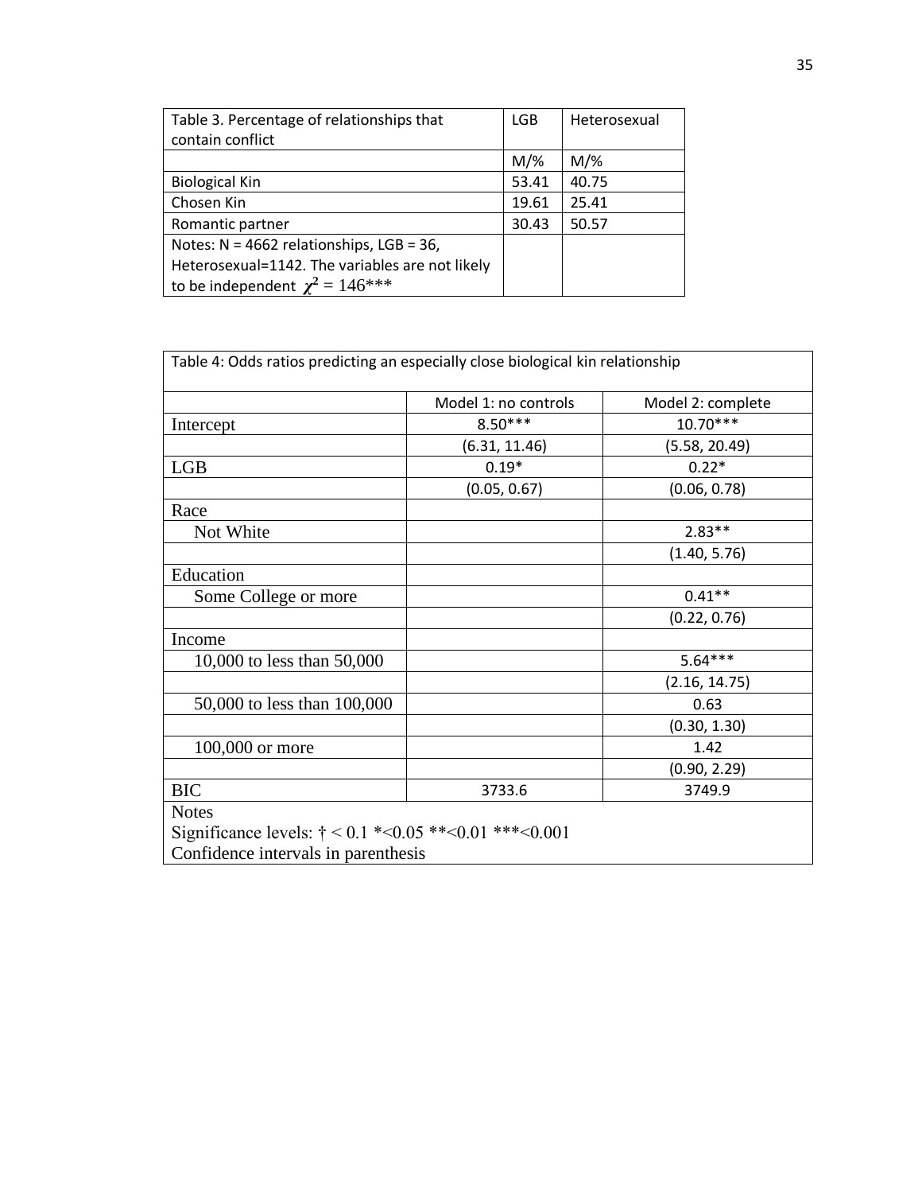| Table 3. Percentage of relationships that contain conflict | LGB | Heterosexual |
|---|---|---|
| | M/% | M/% |
| Biological Kin | 53.41 | 40.75 |
| Chosen Kin | 19.61 | 25.41 |
| Romantic partner | 30.43 | 50.57 |
| Notes: N = 4662 relationships, LGB = 36, Heterosexual=1142. The variables are not likely to be independent $\chi^2 = 146$*** | | |

| Table 4: Odds ratios predicting an especially close biological kin relationship | | |
|---|---|---|
| | Model 1: no controls | Model 2: complete |
| Intercept | 8.50*** | 10.70*** |
| | (6.31, 11.46) | (5.58, 20.49) |
| LGB | 0.19* | 0.22* |
| | (0.05, 0.67) | (0.06, 0.78) |
| Race | | |
| Not White | | 2.83** |
| | | (1.40, 5.76) |
| Education | | |
| Some College or more | | 0.41** |
| | | (0.22, 0.76) |
| Income | | |
| 10,000 to less than 50,000 | | 5.64*** |
| | | (2.16, 14.75) |
| 50,000 to less than 100,000 | | 0.63 |
| | | (0.30, 1.30) |
| 100,000 or more | | 1.42 |
| | | (0.90, 2.29) |
| BIC | 3733.6 | 3749.9 |
| Notes<br>Significance levels: † < 0.1 *<0.05 **<0.01 ***<0.001<br>Confidence intervals in parenthesis | | |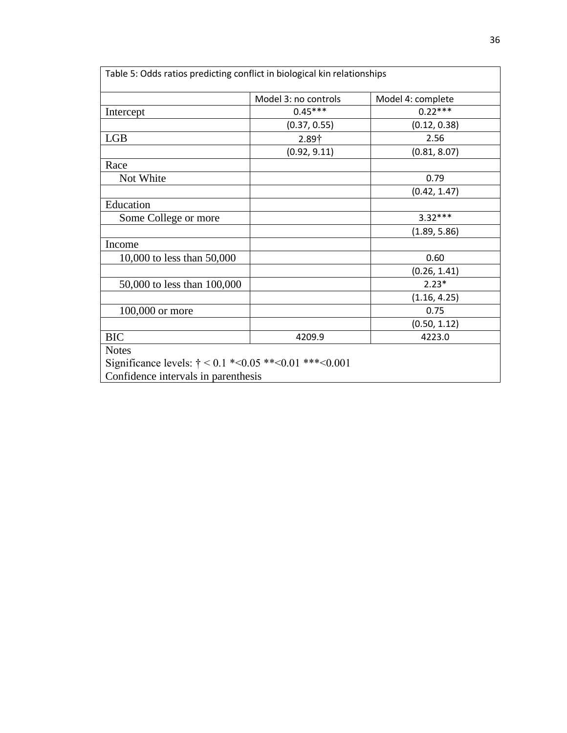Table 5: Odds ratios predicting conflict in biological kin relationships

| | Model 3: no controls | Model 4: complete |
|---|---|---|
| Intercept | 0.45*** | 0.22*** |
| | (0.37, 0.55) | (0.12, 0.38) |
| LGB | 2.89† | 2.56 |
| | (0.92, 9.11) | (0.81, 8.07) |
| Race | | |
| Not White | | 0.79 |
| | | (0.42, 1.47) |
| Education | | |
| Some College or more | | 3.32*** |
| | | (1.89, 5.86) |
| Income | | |
| 10,000 to less than 50,000 | | 0.60 |
| | | (0.26, 1.41) |
| 50,000 to less than 100,000 | | 2.23* |
| | | (1.16, 4.25) |
| 100,000 or more | | 0.75 |
| | | (0.50, 1.12) |
| BIC | 4209.9 | 4223.0 |

Notes
Significance levels: † < 0.1 *<0.05 **<0.01 ***<0.001
Confidence intervals in parenthesis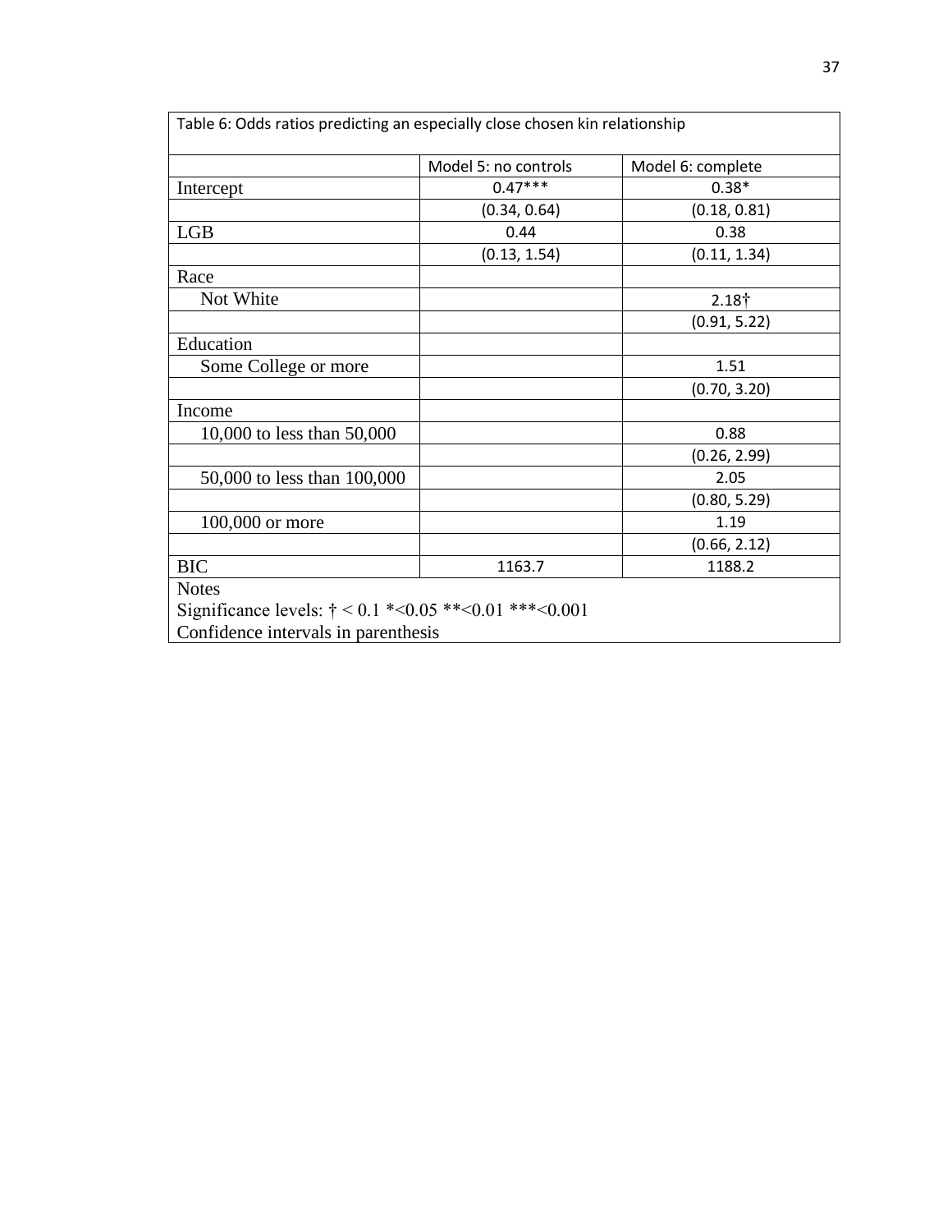Table 6: Odds ratios predicting an especially close chosen kin relationship

| | Model 5: no controls | Model 6: complete |
|---|---|---|
| Intercept | 0.47*** | 0.38* |
| | (0.34, 0.64) | (0.18, 0.81) |
| LGB | 0.44 | 0.38 |
| | (0.13, 1.54) | (0.11, 1.34) |
| Race | | |
| Not White | | 2.18† |
| | | (0.91, 5.22) |
| Education | | |
| Some College or more | | 1.51 |
| | | (0.70, 3.20) |
| Income | | |
| 10,000 to less than 50,000 | | 0.88 |
| | | (0.26, 2.99) |
| 50,000 to less than 100,000 | | 2.05 |
| | | (0.80, 5.29) |
| 100,000 or more | | 1.19 |
| | | (0.66, 2.12) |
| BIC | 1163.7 | 1188.2 |

Notes
Significance levels: † < 0.1 *<0.05 **<0.01 ***<0.001
Confidence intervals in parenthesis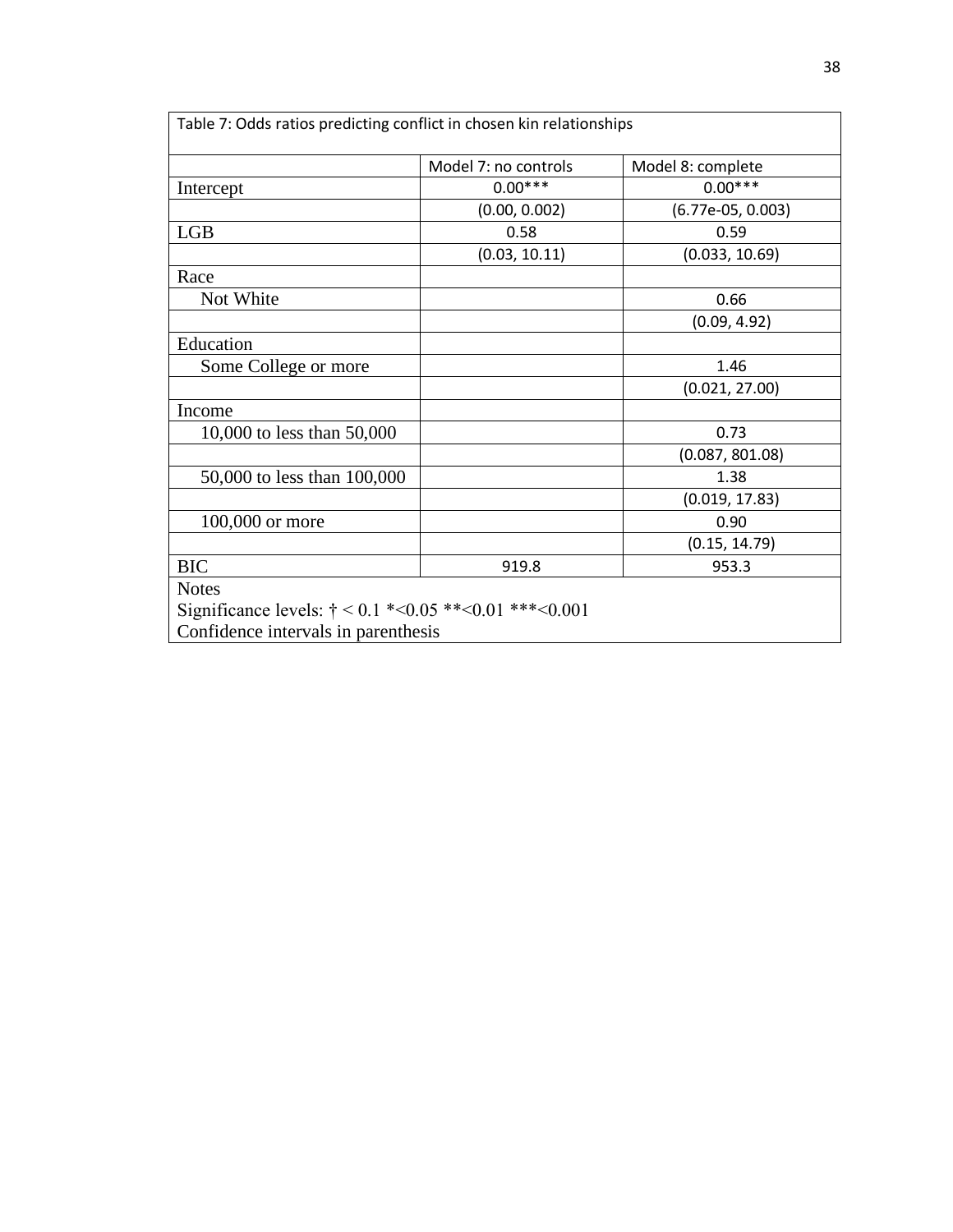| Table 7: Odds ratios predicting conflict in chosen kin relationships | | |
|---|---|---|
| | Model 7: no controls | Model 8: complete |
| Intercept | 0.00*** | 0.00*** |
| | (0.00, 0.002) | (6.77e-05, 0.003) |
| LGB | 0.58 | 0.59 |
| | (0.03, 10.11) | (0.033, 10.69) |
| Race | | |
| Not White | | 0.66 |
| | | (0.09, 4.92) |
| Education | | |
| Some College or more | | 1.46 |
| | | (0.021, 27.00) |
| Income | | |
| 10,000 to less than 50,000 | | 0.73 |
| | | (0.087, 801.08) |
| 50,000 to less than 100,000 | | 1.38 |
| | | (0.019, 17.83) |
| 100,000 or more | | 0.90 |
| | | (0.15, 14.79) |
| BIC | 919.8 | 953.3 |

Notes
Significance levels: † < 0.1 *<0.05 **<0.01 ***<0.001
Confidence intervals in parenthesis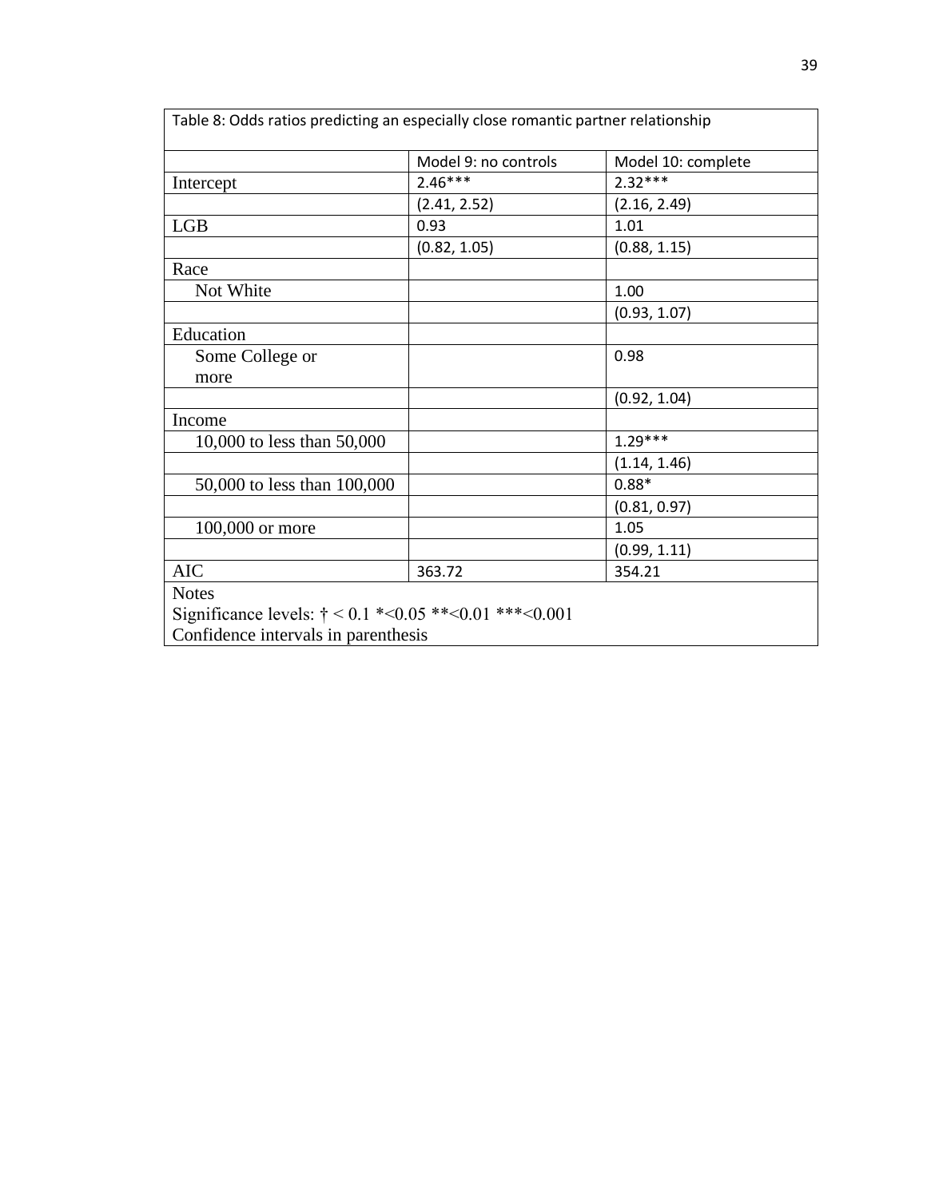| Table 8: Odds ratios predicting an especially close romantic partner relationship | | |
|---|---|---|
| | Model 9: no controls | Model 10: complete |
| Intercept | 2.46*** | 2.32*** |
| | (2.41, 2.52) | (2.16, 2.49) |
| LGB | 0.93 | 1.01 |
| | (0.82, 1.05) | (0.88, 1.15) |
| Race | | |
| Not White | | 1.00 |
| | | (0.93, 1.07) |
| Education | | |
| Some College or more | | 0.98 |
| | | (0.92, 1.04) |
| Income | | |
| 10,000 to less than 50,000 | | 1.29*** |
| | | (1.14, 1.46) |
| 50,000 to less than 100,000 | | 0.88* |
| | | (0.81, 0.97) |
| 100,000 or more | | 1.05 |
| | | (0.99, 1.11) |
| AIC | 363.72 | 354.21 |

Notes
Significance levels: † < 0.1 *<0.05 **<0.01 ***<0.001
Confidence intervals in parenthesis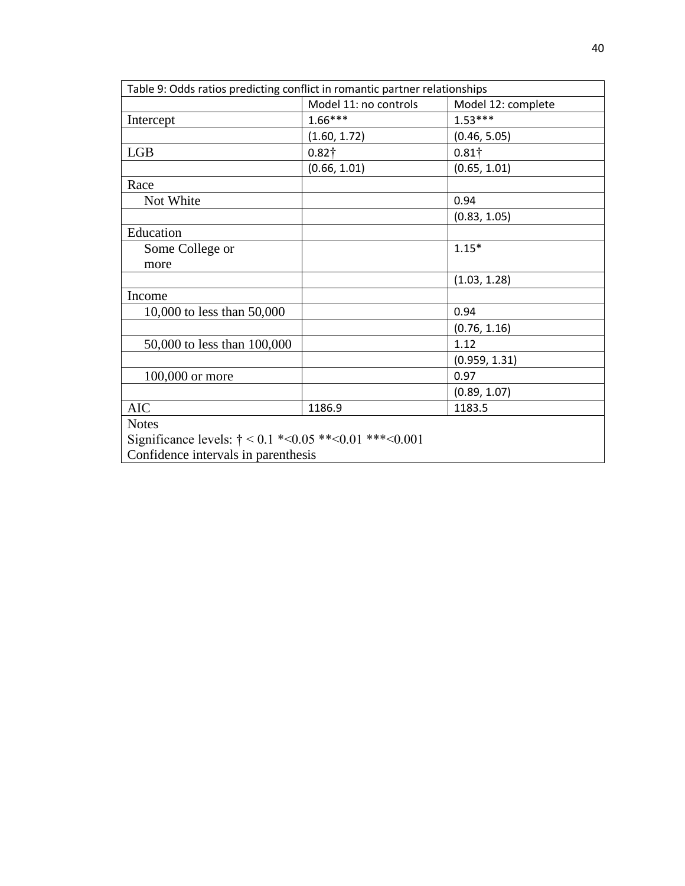Table 9: Odds ratios predicting conflict in romantic partner relationships

| | Model 11: no controls | Model 12: complete |
|---|---|---|
| Intercept | 1.66*** | 1.53*** |
| | (1.60, 1.72) | (0.46, 5.05) |
| LGB | 0.82† | 0.81† |
| | (0.66, 1.01) | (0.65, 1.01) |
| Race | | |
| Not White | | 0.94 |
| | | (0.83, 1.05) |
| Education | | |
| Some College or more | | 1.15* |
| | | (1.03, 1.28) |
| Income | | |
| 10,000 to less than 50,000 | | 0.94 |
| | | (0.76, 1.16) |
| 50,000 to less than 100,000 | | 1.12 |
| | | (0.959, 1.31) |
| 100,000 or more | | 0.97 |
| | | (0.89, 1.07) |
| AIC | 1186.9 | 1183.5 |

Notes
Significance levels: † < 0.1 *<0.05 **<0.01 ***<0.001
Confidence intervals in parenthesis